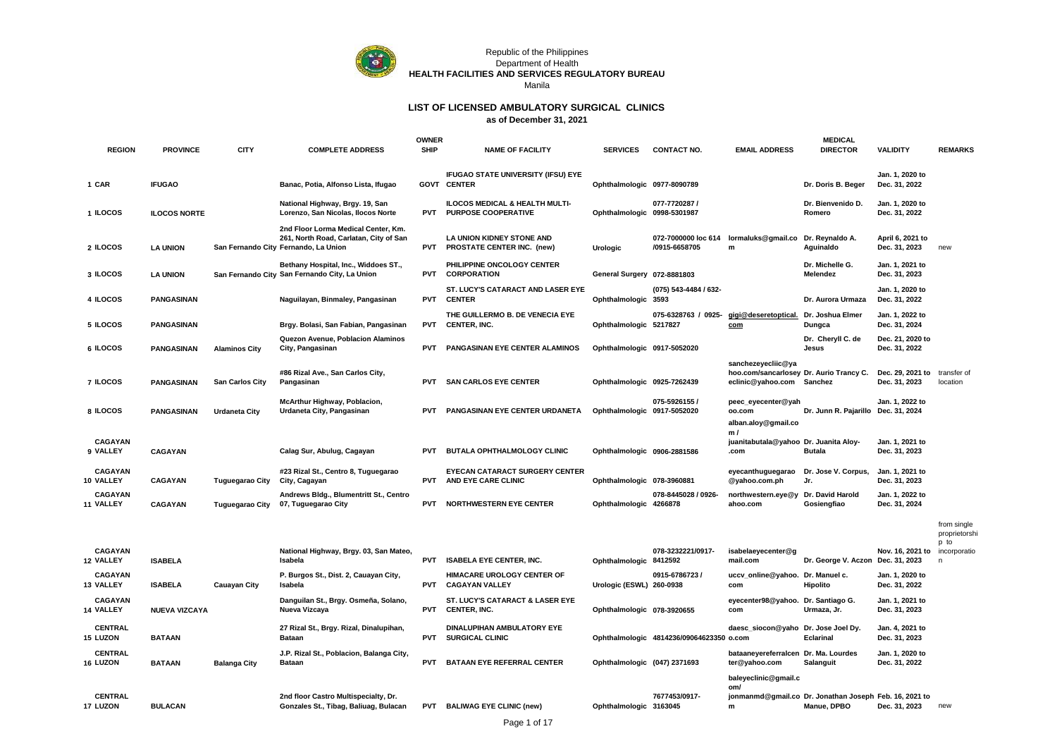Republic of the Philippines
Department of Health
**HEALTH FACILITIES AND SERVICES REGULATORY BUREAU**
Manila

## LIST OF LICENSED AMBULATORY SURGICAL CLINICS

**as of December 31, 2021**

| | REGION | PROVINCE | CITY | COMPLETE ADDRESS | OWNERSHIP | NAME OF FACILITY | SERVICES | CONTACT NO. | EMAIL ADDRESS | MEDICAL DIRECTOR | VALIDITY | REMARKS |
|---|---|---|---|---|---|---|---|---|---|---|---|---|
| 1 | CAR | IFUGAO | | Banac, Potia, Alfonso Lista, Ifugao | GOVT | IFUGAO STATE UNIVERSITY (IFSU) EYE CENTER | Ophthalmologic | 0977-8090789 | | Dr. Doris B. Beger | Jan. 1, 2020 to Dec. 31, 2022 | |
| 1 | ILOCOS | ILOCOS NORTE | | National Highway, Brgy. 19, San Lorenzo, San Nicolas, Ilocos Norte | PVT | ILOCOS MEDICAL & HEALTH MULTI-PURPOSE COOPERATIVE | Ophthalmologic | 077-7720287 / 0998-5301987 | | Dr. Bienvenido D. Romero | Jan. 1, 2020 to Dec. 31, 2022 | |
| 2 | ILOCOS | LA UNION | San Fernando City | 2nd Floor Lorma Medical Center, Km. 261, North Road, Carlatan, City of San Fernando, La Union | PVT | LA UNION KIDNEY STONE AND PROSTATE CENTER INC. (new) | Urologic | 072-7000000 loc 614 /0915-6658705 | lormaluks@gmail.com | Dr. Reynaldo A. Aguinaldo | April 6, 2021 to Dec. 31, 2023 | new |
| 3 | ILOCOS | LA UNION | San Fernando City | Bethany Hospital, Inc., Widdoes ST., San Fernando City, La Union | PVT | PHILIPPINE ONCOLOGY CENTER CORPORATION | General Surgery | 072-8881803 | | Dr. Michelle G. Melendez | Jan. 1, 2021 to Dec. 31, 2023 | |
| 4 | ILOCOS | PANGASINAN | | Naguilayan, Binmaley, Pangasinan | PVT | ST. LUCY'S CATARACT AND LASER EYE CENTER | Ophthalmologic | (075) 543-4484 / 632-3593 | | Dr. Aurora Urmaza | Jan. 1, 2020 to Dec. 31, 2022 | |
| 5 | ILOCOS | PANGASINAN | | Brgy. Bolasi, San Fabian, Pangasinan | PVT | THE GUILLERMO B. DE VENECIA EYE CENTER, INC. | Ophthalmologic | 075-6328763 / 0925-5217827 | gigi@deseretoptical.com | Dr. Joshua Elmer Dungca | Jan. 1, 2022 to Dec. 31, 2024 | |
| 6 | ILOCOS | PANGASINAN | Alaminos City | Quezon Avenue, Poblacion Alaminos City, Pangasinan | PVT | PANGASINAN EYE CENTER ALAMINOS | Ophthalmologic | 0917-5052020 | | Dr. Cheryll C. de Jesus | Dec. 21, 2020 to Dec. 31, 2022 | |
| 7 | ILOCOS | PANGASINAN | San Carlos City | #86 Rizal Ave., San Carlos City, Pangasinan | PVT | SAN CARLOS EYE CENTER | Ophthalmologic | 0925-7262439 | sanchezeyecliic@yahoo.com/sancarloseyeclinic@yahoo.com | Dr. Aurio Trancy C. Sanchez | Dec. 29, 2021 to Dec. 31, 2023 | transfer of location |
| 8 | ILOCOS | PANGASINAN | Urdaneta City | McArthur Highway, Poblacion, Urdaneta City, Pangasinan | PVT | PANGASINAN EYE CENTER URDANETA | Ophthalmologic | 075-5926155 / 0917-5052020 | peec_eyecenter@yahoo.com | Dr. Junn R. Pajarillo | Jan. 1, 2022 to Dec. 31, 2024 | |
| 9 | CAGAYAN VALLEY | CAGAYAN | | Calag Sur, Abulug, Cagayan | PVT | BUTALA OPHTHALMOLOGY CLINIC | Ophthalmologic | 0906-2881586 | alban.aloy@gmail.com / juanitabutala@yahoo.com | Dr. Juanita Aloy-Butala | Jan. 1, 2021 to Dec. 31, 2023 | |
| 10 | CAGAYAN VALLEY | CAGAYAN | Tuguegarao City | #23 Rizal St., Centro 8, Tuguegarao City, Cagayan | PVT | EYECAN CATARACT SURGERY CENTER AND EYE CARE CLINIC | Ophthalmologic | 078-3960881 | eyecanthuguegarao@yahoo.com.ph | Dr. Jose V. Corpus, Jr. | Jan. 1, 2021 to Dec. 31, 2023 | |
| 11 | CAGAYAN VALLEY | CAGAYAN | Tuguegarao City | Andrews Bldg., Blumentritt St., Centro 07, Tuguegarao City | PVT | NORTHWESTERN EYE CENTER | Ophthalmologic | 078-8445028 / 0926-4266878 | northwestern.eye@yahoo.com | Dr. David Harold Gosiengfiao | Jan. 1, 2022 to Dec. 31, 2024 | |
| 12 | CAGAYAN VALLEY | ISABELA | | National Highway, Brgy. 03, San Mateo, Isabela | PVT | ISABELA EYE CENTER, INC. | Ophthalmologic | 078-3232221/0917-8412592 | isabelaeyecenter@gmail.com | Dr. George V. Aczon | Nov. 16, 2021 to Dec. 31, 2023 | from single proprietorship to incorporation |
| 13 | CAGAYAN VALLEY | ISABELA | Cauayan City | P. Burgos St., Dist. 2, Cauayan City, Isabela | PVT | HIMACARE UROLOGY CENTER OF CAGAYAN VALLEY | Urologic (ESWL) | 0915-6786723 / 260-0938 | uccv_online@yahoo.com | Dr. Manuel c. Hipolito | Jan. 1, 2020 to Dec. 31, 2022 | |
| 14 | CAGAYAN VALLEY | NUEVA VIZCAYA | | Danguilan St., Brgy. Osmeña, Solano, Nueva Vizcaya | PVT | ST. LUCY'S CATARACT & LASER EYE CENTER, INC. | Ophthalmologic | 078-3920655 | eyecenter98@yahoo.com | Dr. Santiago G. Urmaza, Jr. | Jan. 1, 2021 to Dec. 31, 2023 | |
| 15 | CENTRAL LUZON | BATAAN | | 27 Rizal St., Brgy. Rizal, Dinalupihan, Bataan | PVT | DINALUPIHAN AMBULATORY EYE SURGICAL CLINIC | Ophthalmologic | 4814236/09064623350 | daesc_siocon@yahoo.com | Dr. Jose Joel Dy. Eclarinal | Jan. 4, 2021 to Dec. 31, 2023 | |
| 16 | CENTRAL LUZON | BATAAN | Balanga City | J.P. Rizal St., Poblacion, Balanga City, Bataan | PVT | BATAAN EYE REFERRAL CENTER | Ophthalmologic | (047) 2371693 | bataaneyereferralcenter@yahoo.com | Dr. Ma. Lourdes Salanguit | Jan. 1, 2020 to Dec. 31, 2022 | |
| 17 | CENTRAL LUZON | BULACAN | | 2nd floor Castro Multispecialty, Dr. Gonzales St., Tibag, Baliuag, Bulacan | PVT | BALIWAG EYE CLINIC (new) | Ophthalmologic | 7677453/0917-3163045 | baleyeclinic@gmail.com/ jonmanmd@gmail.com | Dr. Jonathan Joseph Manue, DPBO | Feb. 16, 2021 to Dec. 31, 2023 | new |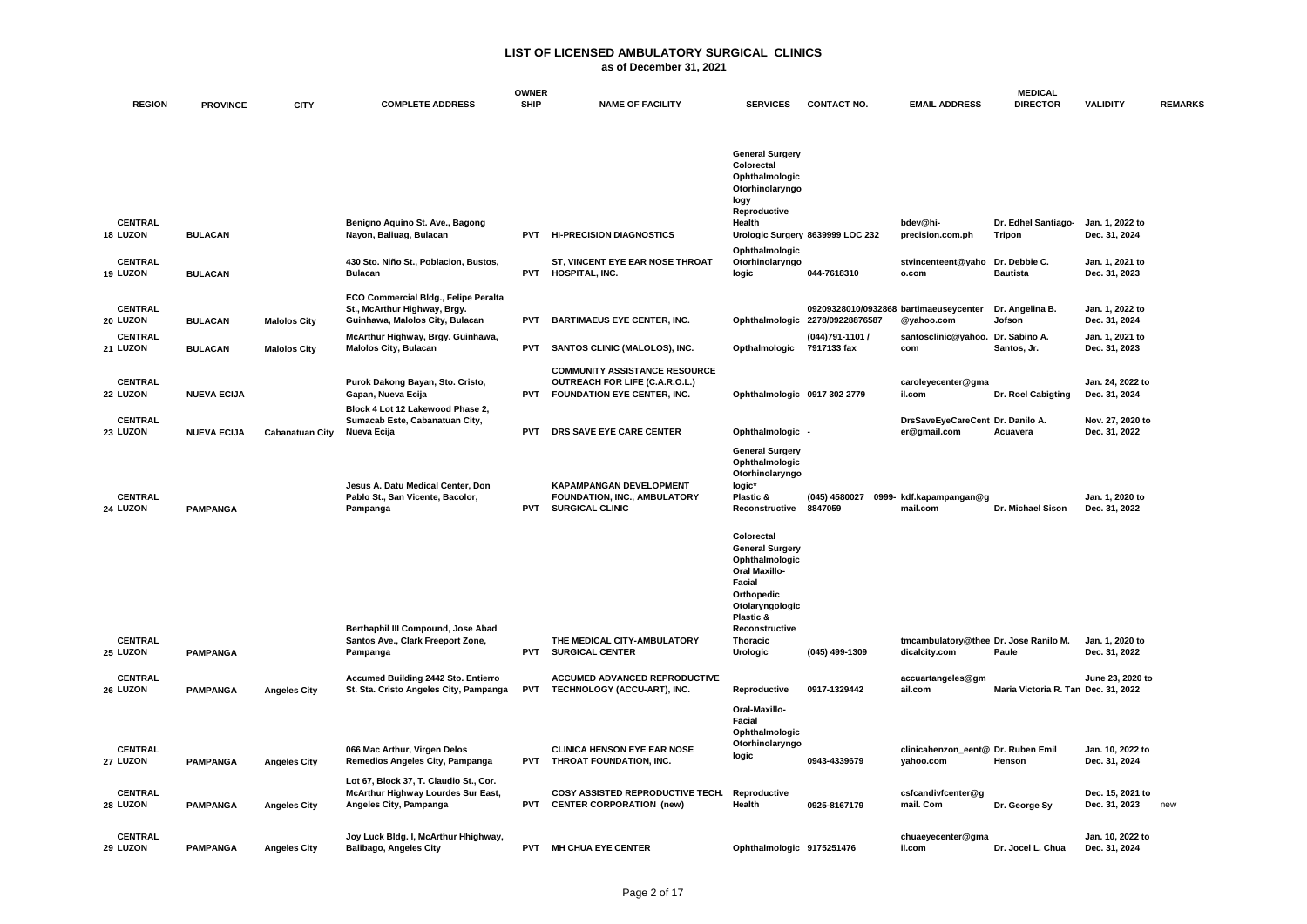# LIST OF LICENSED AMBULATORY SURGICAL CLINICS

**as of December 31, 2021**

| | REGION | PROVINCE | CITY | COMPLETE ADDRESS | OWNER SHIP | NAME OF FACILITY | SERVICES | CONTACT NO. | EMAIL ADDRESS | MEDICAL DIRECTOR | VALIDITY | REMARKS |
|---|---|---|---|---|---|---|---|---|---|---|---|---|
| 18 | CENTRAL LUZON | BULACAN | | Benigno Aquino St. Ave., Bagong Nayon, Baliuag, Bulacan | PVT | HI-PRECISION DIAGNOSTICS | General Surgery Colorectal Ophthalmologic Otorhinolaryngology Reproductive Health Urologic Surgery | 8639999 LOC 232 | bdev@hi-precision.com.ph | Dr. Edhel Santiago-Tripon | Jan. 1, 2022 to Dec. 31, 2024 | |
| 19 | CENTRAL LUZON | BULACAN | | 430 Sto. Niño St., Poblacion, Bustos, Bulacan | PVT | ST, VINCENT EYE EAR NOSE THROAT HOSPITAL, INC. | Ophthalmologic Otorhinolaryngologic | 044-7618310 | stvincenteent@yahoo.com | Dr. Debbie C. Bautista | Jan. 1, 2021 to Dec. 31, 2023 | |
| 20 | CENTRAL LUZON | BULACAN | Malolos City | ECO Commercial Bldg., Felipe Peralta St., McArthur Highway, Brgy. Guinhawa, Malolos City, Bulacan | PVT | BARTIMAEUS EYE CENTER, INC. | Ophthalmologic | 09209328010/09328682278/09228876587 | bartimaeuseycenter@yahoo.com | Dr. Angelina B. Jofson | Jan. 1, 2022 to Dec. 31, 2024 | |
| 21 | CENTRAL LUZON | BULACAN | Malolos City | McArthur Highway, Brgy. Guinhawa, Malolos City, Bulacan | PVT | SANTOS CLINIC (MALOLOS), INC. | Opthalmologic | (044)791-1101 / 7917133 fax | santosclinic@yahoo.com | Dr. Sabino A. Santos, Jr. | Jan. 1, 2021 to Dec. 31, 2023 | |
| 22 | CENTRAL LUZON | NUEVA ECIJA | | Purok Dakong Bayan, Sto. Cristo, Gapan, Nueva Ecija | PVT | COMMUNITY ASSISTANCE RESOURCE OUTREACH FOR LIFE (C.A.R.O.L.) FOUNDATION EYE CENTER, INC. | Ophthalmologic | 0917 302 2779 | caroleyecenter@gmail.com | Dr. Roel Cabigting | Jan. 24, 2022 to Dec. 31, 2024 | |
| 23 | CENTRAL LUZON | NUEVA ECIJA | Cabanatuan City | Block 4 Lot 12 Lakewood Phase 2, Sumacab Este, Cabanatuan City, Nueva Ecija | PVT | DRS SAVE EYE CARE CENTER | Ophthalmologic | - | DrsSaveEyeCareCenter@gmail.com | Dr. Danilo A. Acuavera | Nov. 27, 2020 to Dec. 31, 2022 | |
| 24 | CENTRAL LUZON | PAMPANGA | | Jesus A. Datu Medical Center, Don Pablo St., San Vicente, Bacolor, Pampanga | PVT | KAPAMPANGAN DEVELOPMENT FOUNDATION, INC., AMBULATORY SURGICAL CLINIC | General Surgery Ophthalmologic Otorhinolaryngologic* Plastic & Reconstructive | (045) 4580027 0999-8847059 | kdf.kapampangan@gmail.com | Dr. Michael Sison | Jan. 1, 2020 to Dec. 31, 2022 | |
| 25 | CENTRAL LUZON | PAMPANGA | | Berthaphil III Compound, Jose Abad Santos Ave., Clark Freeport Zone, Pampanga | PVT | THE MEDICAL CITY-AMBULATORY SURGICAL CENTER | Colorectal General Surgery Ophthalmologic Oral Maxillo-Facial Orthopedic Otolaryngologic Plastic & Reconstructive Thoracic Urologic | (045) 499-1309 | tmcambulatory@themedicalcity.com | Dr. Jose Ranilo M. Paule | Jan. 1, 2020 to Dec. 31, 2022 | |
| 26 | CENTRAL LUZON | PAMPANGA | Angeles City | Accumed Building 2442 Sto. Entierro St. Sta. Cristo Angeles City, Pampanga | PVT | ACCUMED ADVANCED REPRODUCTIVE TECHNOLOGY (ACCU-ART), INC. | Reproductive | 0917-1329442 | accuartangeles@gmail.com | Maria Victoria R. Tan | June 23, 2020 to Dec. 31, 2022 | |
| 27 | CENTRAL LUZON | PAMPANGA | Angeles City | 066 Mac Arthur, Virgen Delos Remedios Angeles City, Pampanga | PVT | CLINICA HENSON EYE EAR NOSE THROAT FOUNDATION, INC. | Oral-Maxillo-Facial Ophthalmologic Otorhinolaryngologic | 0943-4339679 | clinicahenzon_eent@yahoo.com | Dr. Ruben Emil Henson | Jan. 10, 2022 to Dec. 31, 2024 | |
| 28 | CENTRAL LUZON | PAMPANGA | Angeles City | Lot 67, Block 37, T. Claudio St., Cor. McArthur Highway Lourdes Sur East, Angeles City, Pampanga | PVT | COSY ASSISTED REPRODUCTIVE TECH. CENTER CORPORATION (new) | Reproductive Health | 0925-8167179 | csfcandivfcenter@gmail. Com | Dr. George Sy | Dec. 15, 2021 to Dec. 31, 2023 | new |
| 29 | CENTRAL LUZON | PAMPANGA | Angeles City | Joy Luck Bldg. I, McArthur Hhighway, Balibago, Angeles City | PVT | MH CHUA EYE CENTER | Ophthalmologic | 9175251476 | chuaeyecenter@gmail.com | Dr. Jocel L. Chua | Jan. 10, 2022 to Dec. 31, 2024 | |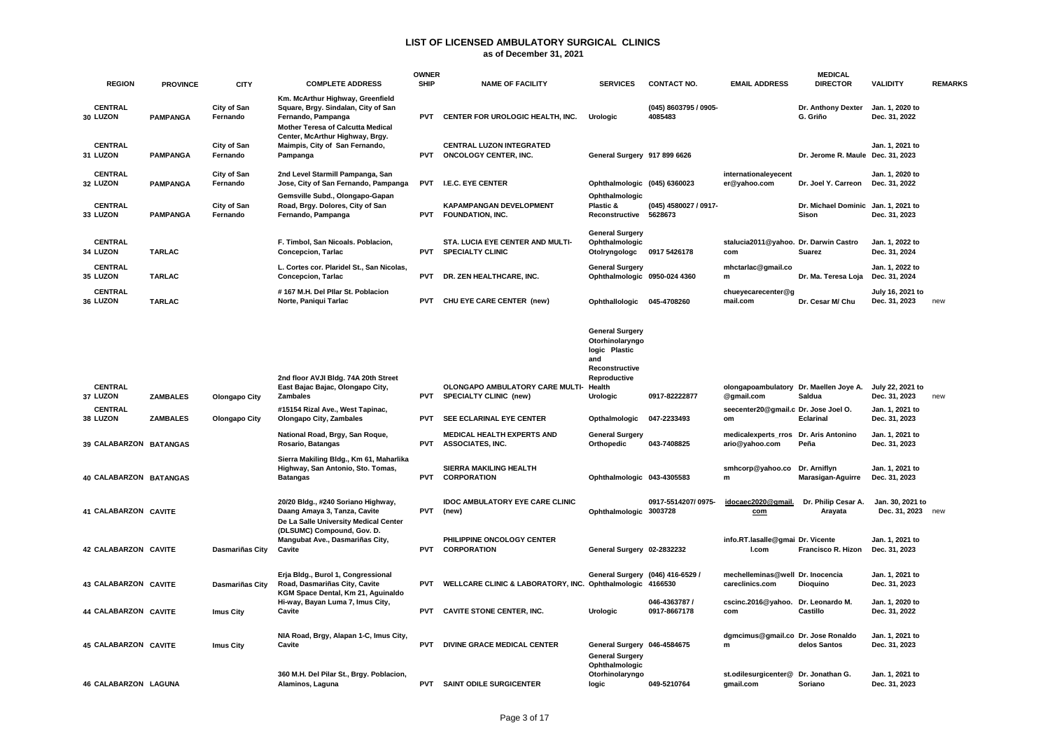# LIST OF LICENSED AMBULATORY SURGICAL CLINICS

**as of December 31, 2021**

| | REGION | PROVINCE | CITY | COMPLETE ADDRESS | OWNER SHIP | NAME OF FACILITY | SERVICES | CONTACT NO. | EMAIL ADDRESS | MEDICAL DIRECTOR | VALIDITY | REMARKS |
|---|---|---|---|---|---|---|---|---|---|---|---|---|
| 30 | CENTRAL LUZON | PAMPANGA | City of San Fernando | Km. McArthur Highway, Greenfield Square, Brgy. Sindalan, City of San Fernando, Pampanga | PVT | CENTER FOR UROLOGIC HEALTH, INC. | Urologic | (045) 8603795 / 0905-4085483 | | Dr. Anthony Dexter G. Griño | Jan. 1, 2020 to Dec. 31, 2022 | |
| 31 | CENTRAL LUZON | PAMPANGA | City of San Fernando | Mother Teresa of Calcutta Medical Center, McArthur Highway, Brgy. Maimpis, City of San Fernando, Pampanga | PVT | CENTRAL LUZON INTEGRATED ONCOLOGY CENTER, INC. | General Surgery | 917 899 6626 | | Dr. Jerome R. Maule | Jan. 1, 2021 to Dec. 31, 2023 | |
| 32 | CENTRAL LUZON | PAMPANGA | City of San Fernando | 2nd Level Starmill Pampanga, San Jose, City of San Fernando, Pampanga | PVT | I.E.C. EYE CENTER | Ophthalmologic | (045) 6360023 | internationaleyecenter@yahoo.com | Dr. Joel Y. Carreon | Jan. 1, 2020 to Dec. 31, 2022 | |
| 33 | CENTRAL LUZON | PAMPANGA | City of San Fernando | Gemsville Subd., Olongapo-Gapan Road, Brgy. Dolores, City of San Fernando, Pampanga | PVT | KAPAMPANGAN DEVELOPMENT FOUNDATION, INC. | Ophthalmologic Plastic & Reconstructive | (045) 4580027 / 0917-5628673 | | Dr. Michael Dominic Sison | Jan. 1, 2021 to Dec. 31, 2023 | |
| 34 | CENTRAL LUZON | TARLAC | | F. Timbol, San Nicoals. Poblacion, Concepcion, Tarlac | PVT | STA. LUCIA EYE CENTER AND MULTI-SPECIALTY CLINIC | General Surgery Ophthalmologic Otolryngologc | 0917 5426178 | stalucia2011@yahoo.com | Dr. Darwin Castro Suarez | Jan. 1, 2022 to Dec. 31, 2024 | |
| 35 | CENTRAL LUZON | TARLAC | | L. Cortes cor. Plaridel St., San Nicolas, Concepcion, Tarlac | PVT | DR. ZEN HEALTHCARE, INC. | General Surgery Ophthalmologic | 0950-024 4360 | mhctarlac@gmail.com | Dr. Ma. Teresa Loja | Jan. 1, 2022 to Dec. 31, 2024 | |
| 36 | CENTRAL LUZON | TARLAC | | # 167 M.H. Del PIlar St. Poblacion Norte, Paniqui Tarlac | PVT | CHU EYE CARE CENTER (new) | Ophthallologic | 045-4708260 | chueyecarecenter@gmail.com | Dr. Cesar M/ Chu | July 16, 2021 to Dec. 31, 2023 | new |
| 37 | CENTRAL LUZON | ZAMBALES | Olongapo City | 2nd floor AVJI Bldg. 74A 20th Street East Bajac Bajac, Olongapo City, Zambales | PVT | OLONGAPO AMBULATORY CARE MULTI-SPECIALTY CLINIC (new) | General Surgery Otorhinolaryngologic Plastic and Reconstructive Reproductive Health Urologic | 0917-82222877 | olongapoambulatory@gmail.com | Dr. Maellen Joye A. Saldua | July 22, 2021 to Dec. 31, 2023 | new |
| 38 | CENTRAL LUZON | ZAMBALES | Olongapo City | #15154 Rizal Ave., West Tapinac, Olongapo City, Zambales | PVT | SEE ECLARINAL EYE CENTER | Opthalmologic | 047-2233493 | seecenter20@gmail.com | Dr. Jose Joel O. Eclarinal | Jan. 1, 2021 to Dec. 31, 2023 | |
| 39 | CALABARZON | BATANGAS | | National Road, Brgy, San Roque, Rosario, Batangas | PVT | MEDICAL HEALTH EXPERTS AND ASSOCIATES, INC. | General Surgery Orthopedic | 043-7408825 | medicalexperts_rrosario@yahoo.com | Dr. Aris Antonino Peña | Jan. 1, 2021 to Dec. 31, 2023 | |
| 40 | CALABARZON | BATANGAS | | Sierra Makiling Bldg., Km 61, Maharlika Highway, San Antonio, Sto. Tomas, Batangas | PVT | SIERRA MAKILING HEALTH CORPORATION | Ophthalmologic | 043-4305583 | smhcorp@yahoo.com | Dr. Arniflyn Marasigan-Aguirre | Jan. 1, 2021 to Dec. 31, 2023 | |
| 41 | CALABARZON | CAVITE | | 20/20 Bldg., #240 Soriano Highway, Daang Amaya 3, Tanza, Cavite | PVT | IDOC AMBULATORY EYE CARE CLINIC (new) | Ophthalmologic | 0917-5514207/ 0975-3003728 | idocaec2020@gmail.com | Dr. Philip Cesar A. Arayata | Jan. 30, 2021 to Dec. 31, 2023 | new |
| 42 | CALABARZON | CAVITE | Dasmariñas City | De La Salle University Medical Center (DLSUMC) Compound, Gov. D. Mangubat Ave., Dasmariñas City, Cavite | PVT | PHILIPPINE ONCOLOGY CENTER CORPORATION | General Surgery | 02-2832232 | info.RT.lasalle@gmail.com | Dr. Vicente Francisco R. Hizon | Jan. 1, 2021 to Dec. 31, 2023 | |
| 43 | CALABARZON | CAVITE | Dasmariñas City | Erja Bldg., Burol 1, Congressional Road, Dasmariñas City, Cavite | PVT | WELLCARE CLINIC & LABORATORY, INC. | General Surgery Ophthalmologic | (046) 416-6529 / 4166530 | mechelleminas@wellcareclinics.com | Dr. Inocencia Dioquino | Jan. 1, 2021 to Dec. 31, 2023 | |
| 44 | CALABARZON | CAVITE | Imus City | KGM Space Dental, Km 21, Aguinaldo Hi-way, Bayan Luma 7, Imus City, Cavite | PVT | CAVITE STONE CENTER, INC. | Urologic | 046-4363787 / 0917-8667178 | cscinc.2016@yahoo.com | Dr. Leonardo M. Castillo | Jan. 1, 2020 to Dec. 31, 2022 | |
| 45 | CALABARZON | CAVITE | Imus City | NIA Road, Brgy, Alapan 1-C, Imus City, Cavite | PVT | DIVINE GRACE MEDICAL CENTER | General Surgery | 046-4584675 | dgmcimus@gmail.com | Dr. Jose Ronaldo delos Santos | Jan. 1, 2021 to Dec. 31, 2023 | |
| 46 | CALABARZON | LAGUNA | | 360 M.H. Del Pilar St., Brgy. Poblacion, Alaminos, Laguna | PVT | SAINT ODILE SURGICENTER | General Surgery Ophthalmologic Otorhinolaryngologic | 049-5210764 | st.odilesurgicenter@gmail.com | Dr. Jonathan G. Soriano | Jan. 1, 2021 to Dec. 31, 2023 | |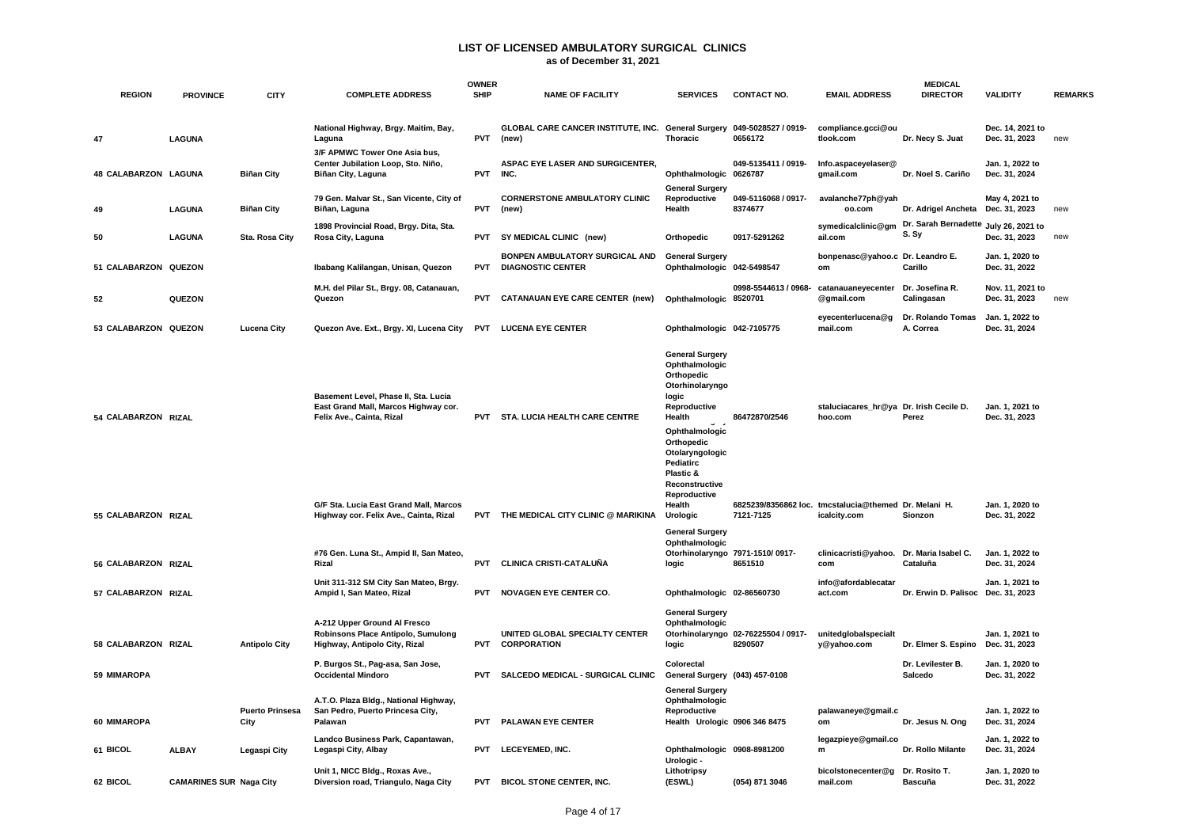# LIST OF LICENSED AMBULATORY SURGICAL CLINICS

**as of December 31, 2021**

| REGION | PROVINCE | CITY | COMPLETE ADDRESS | OWNERSHIP | NAME OF FACILITY | SERVICES | CONTACT NO. | EMAIL ADDRESS | MEDICAL DIRECTOR | VALIDITY | REMARKS |
|---|---|---|---|---|---|---|---|---|---|---|---|
| 47 | LAGUNA | | National Highway, Brgy. Maitim, Bay, Laguna | PVT | GLOBAL CARE CANCER INSTITUTE, INC. (new) | General Surgery Thoracic | 049-5028527 / 0919-0656172 | compliance.gcci@outlook.com | Dr. Necy S. Juat | Dec. 14, 2021 to Dec. 31, 2023 | new |
| 48 CALABARZON | LAGUNA | Biñan City | 3/F APMWC Tower One Asia bus, Center Jubilation Loop, Sto. Niño, Biñan City, Laguna | PVT | ASPAC EYE LASER AND SURGICENTER, INC. | Ophthalmologic | 049-5135411 / 0919-0626787 | Info.aspaceyelaser@gmail.com | Dr. Noel S. Cariño | Jan. 1, 2022 to Dec. 31, 2024 | |
| 49 | LAGUNA | Biñan City | 79 Gen. Malvar St., San Vicente, City of Biñan, Laguna | PVT | CORNERSTONE AMBULATORY CLINIC (new) | General Surgery Reproductive Health | 049-5116068 / 0917-8374677 | avalanche77ph@yahoo.com | Dr. Adrigel Ancheta | May 4, 2021 to Dec. 31, 2023 | new |
| 50 | LAGUNA | Sta. Rosa City | 1898 Provincial Road, Brgy. Dita, Sta. Rosa City, Laguna | PVT | SY MEDICAL CLINIC (new) | Orthopedic | 0917-5291262 | symedicalclinic@gmail.com | Dr. Sarah Bernadette S. Sy | July 26, 2021 to Dec. 31, 2023 | new |
| 51 CALABARZON | QUEZON | | Ibabang Kalilangan, Unisan, Quezon | PVT | BONPEN AMBULATORY SURGICAL AND DIAGNOSTIC CENTER | General Surgery Ophthalmologic | 042-5498547 | bonpenasc@yahoo.com | Dr. Leandro E. Carillo | Jan. 1, 2020 to Dec. 31, 2022 | |
| 52 | QUEZON | | M.H. del Pilar St., Brgy. 08, Catanauan, Quezon | PVT | CATANAUAN EYE CARE CENTER (new) | Ophthalmologic | 0998-5544613 / 0968-8520701 | catanauaneyecenter@gmail.com | Dr. Josefina R. Calingasan | Nov. 11, 2021 to Dec. 31, 2023 | new |
| 53 CALABARZON | QUEZON | Lucena City | Quezon Ave. Ext., Brgy. XI, Lucena City | PVT | LUCENA EYE CENTER | Ophthalmologic | 042-7105775 | eyecenterlucena@gmail.com | Dr. Rolando Tomas A. Correa | Jan. 1, 2022 to Dec. 31, 2024 | |
| 54 CALABARZON | RIZAL | | Basement Level, Phase II, Sta. Lucia East Grand Mall, Marcos Highway cor. Felix Ave., Cainta, Rizal | PVT | STA. LUCIA HEALTH CARE CENTRE | General Surgery Ophthalmologic Orthopedic Otorhinolaryngologic Reproductive Health | 86472870/2546 | staluciacares_hr@yahoo.com | Dr. Irish Cecile D. Perez | Jan. 1, 2021 to Dec. 31, 2023 | |
| 55 CALABARZON | RIZAL | | G/F Sta. Lucia East Grand Mall, Marcos Highway cor. Felix Ave., Cainta, Rizal | PVT | THE MEDICAL CITY CLINIC @ MARIKINA | Ophthalmologic Orthopedic Otolaryngologic Pediatirc Plastic & Reconstructive Reproductive Health Urologic | 6825239/8356862 loc. 7121-7125 | tmcstalucia@themedicalcity.com | Dr. Melani H. Sionzon | Jan. 1, 2020 to Dec. 31, 2022 | |
| 56 CALABARZON | RIZAL | | #76 Gen. Luna St., Ampid II, San Mateo, Rizal | PVT | CLINICA CRISTI-CATALUÑA | General Surgery Ophthalmologic Otorhinolaryngologic | 7971-1510/ 0917-8651510 | clinicacristi@yahoo.com | Dr. Maria Isabel C. Cataluña | Jan. 1, 2022 to Dec. 31, 2024 | |
| 57 CALABARZON | RIZAL | | Unit 311-312 SM City San Mateo, Brgy. Ampid I, San Mateo, Rizal | PVT | NOVAGEN EYE CENTER CO. | Ophthalmologic | 02-86560730 | info@afordablecataract.com | Dr. Erwin D. Palisoc | Jan. 1, 2021 to Dec. 31, 2023 | |
| 58 CALABARZON | RIZAL | Antipolo City | A-212 Upper Ground Al Fresco Robinsons Place Antipolo, Sumulong Highway, Antipolo City, Rizal | PVT | UNITED GLOBAL SPECIALTY CENTER CORPORATION | General Surgery Ophthalmologic Otorhinolaryngologic | 02-76225504 / 0917-8290507 | unitedglobalspecialty@yahoo.com | Dr. Elmer S. Espino | Jan. 1, 2021 to Dec. 31, 2023 | |
| 59 MIMAROPA | | | P. Burgos St., Pag-asa, San Jose, Occidental Mindoro | PVT | SALCEDO MEDICAL - SURGICAL CLINIC | Colorectal General Surgery | (043) 457-0108 | | Dr. Levilester B. Salcedo | Jan. 1, 2020 to Dec. 31, 2022 | |
| 60 MIMAROPA | | Puerto Prinsesa City | A.T.O. Plaza Bldg., National Highway, San Pedro, Puerto Princesa City, Palawan | PVT | PALAWAN EYE CENTER | General Surgery Ophthalmologic Reproductive Health Urologic | 0906 346 8475 | palawaneye@gmail.com | Dr. Jesus N. Ong | Jan. 1, 2022 to Dec. 31, 2024 | |
| 61 BICOL | ALBAY | Legaspi City | Landco Business Park, Capantawan, Legaspi City, Albay | PVT | LECEYEMED, INC. | Ophthalmologic | 0908-8981200 | legazpieye@gmail.com | Dr. Rollo Milante | Jan. 1, 2022 to Dec. 31, 2024 | |
| 62 BICOL | CAMARINES SUR | Naga City | Unit 1, NICC Bldg., Roxas Ave., Diversion road, Triangulo, Naga City | PVT | BICOL STONE CENTER, INC. | Urologic - Lithotripsy (ESWL) | (054) 871 3046 | bicolstonecenter@gmail.com | Dr. Rosito T. Bascuña | Jan. 1, 2020 to Dec. 31, 2022 | |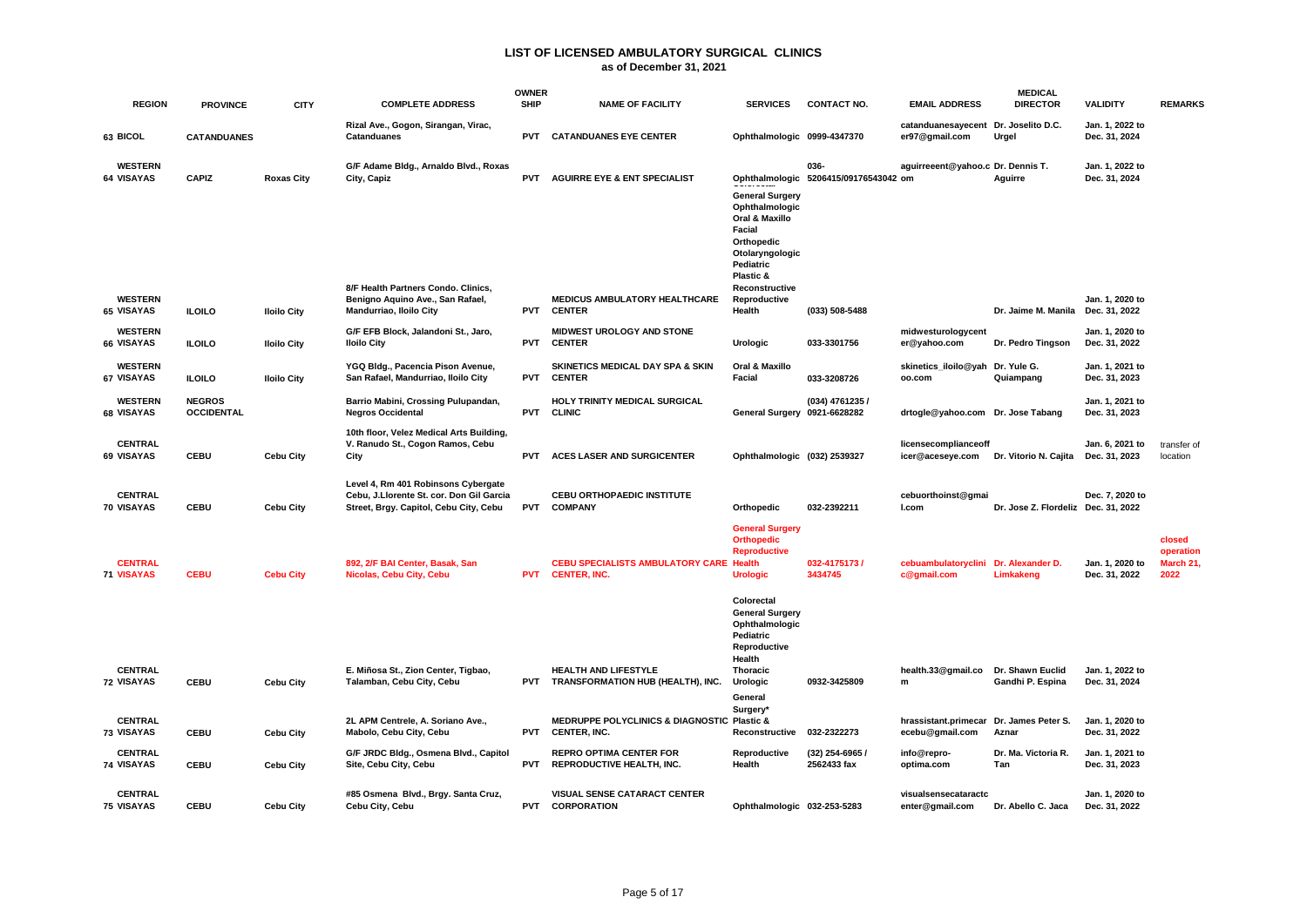## LIST OF LICENSED AMBULATORY SURGICAL CLINICS

**as of December 31, 2021**

| | REGION | PROVINCE | CITY | COMPLETE ADDRESS | OWNER SHIP | NAME OF FACILITY | SERVICES | CONTACT NO. | EMAIL ADDRESS | MEDICAL DIRECTOR | VALIDITY | REMARKS |
|---|---|---|---|---|---|---|---|---|---|---|---|---|
| 63 | BICOL | CATANDUANES | | Rizal Ave., Gogon, Sirangan, Virac, Catanduanes | PVT | CATANDUANES EYE CENTER | Ophthalmologic | 0999-4347370 | catanduanesayecenter97@gmail.com | Dr. Joselito D.C. Urgel | Jan. 1, 2022 to Dec. 31, 2024 | |
| 64 | WESTERN VISAYAS | CAPIZ | Roxas City | G/F Adame Bldg., Arnaldo Blvd., Roxas City, Capiz | PVT | AGUIRRE EYE & ENT SPECIALIST | Ophthalmologic | 036-5206415/09176543042 | aguirreeent@yahoo.com | Dr. Dennis T. Aguirre | Jan. 1, 2022 to Dec. 31, 2024 | |
| 65 | WESTERN VISAYAS | ILOILO | Iloilo City | 8/F Health Partners Condo. Clinics, Benigno Aquino Ave., San Rafael, Mandurriao, Iloilo City | PVT | MEDICUS AMBULATORY HEALTHCARE CENTER | General Surgery Ophthalmologic Oral & Maxillo Facial Orthopedic Otolaryngologic Pediatric Plastic & Reconstructive Reproductive Health | (033) 508-5488 | | Dr. Jaime M. Manila | Jan. 1, 2020 to Dec. 31, 2022 | |
| 66 | WESTERN VISAYAS | ILOILO | Iloilo City | G/F EFB Block, Jalandoni St., Jaro, Iloilo City | PVT | MIDWEST UROLOGY AND STONE CENTER | Urologic | 033-3301756 | midwesturologycenter@yahoo.com | Dr. Pedro Tingson | Jan. 1, 2020 to Dec. 31, 2022 | |
| 67 | WESTERN VISAYAS | ILOILO | Iloilo City | YGQ Bldg., Pacencia Pison Avenue, San Rafael, Mandurriao, Iloilo City | PVT | SKINETICS MEDICAL DAY SPA & SKIN CENTER | Oral & Maxillo Facial | 033-3208726 | skinetics_iloilo@yahoo.com | Dr. Yule G. Quiampang | Jan. 1, 2021 to Dec. 31, 2023 | |
| 68 | WESTERN VISAYAS | NEGROS OCCIDENTAL | | Barrio Mabini, Crossing Pulupandan, Negros Occidental | PVT | HOLY TRINITY MEDICAL SURGICAL CLINIC | General Surgery | (034) 4761235 / 0921-6628282 | drtogle@yahoo.com | Dr. Jose Tabang | Jan. 1, 2021 to Dec. 31, 2023 | |
| 69 | CENTRAL VISAYAS | CEBU | Cebu City | 10th floor, Velez Medical Arts Building, V. Ranudo St., Cogon Ramos, Cebu City | PVT | ACES LASER AND SURGICENTER | Ophthalmologic | (032) 2539327 | licensecomplianceofficer@aceseye.com | Dr. Vitorio N. Cajita | Jan. 6, 2021 to Dec. 31, 2023 | transfer of location |
| 70 | CENTRAL VISAYAS | CEBU | Cebu City | Level 4, Rm 401 Robinsons Cybergate Cebu, J.Llorente St. cor. Don Gil Garcia Street, Brgy. Capitol, Cebu City, Cebu | PVT | CEBU ORTHOPAEDIC INSTITUTE COMPANY | Orthopedic | 032-2392211 | cebuorthoinst@gmail.com | Dr. Jose Z. Flordeliz | Dec. 7, 2020 to Dec. 31, 2022 | |
| 71 | CENTRAL VISAYAS | CEBU | Cebu City | 892, 2/F BAI Center, Basak, San Nicolas, Cebu City, Cebu | PVT | CEBU SPECIALISTS AMBULATORY CARE CENTER, INC. | General Surgery Orthopedic Reproductive Health Urologic | 032-4175173 / 3434745 | cebuambulatoryclinic@gmail.com | Dr. Alexander D. Limkakeng | Jan. 1, 2020 to Dec. 31, 2022 | closed operation March 21, 2022 |
| 72 | CENTRAL VISAYAS | CEBU | Cebu City | E. Miñosa St., Zion Center, Tigbao, Talamban, Cebu City, Cebu | PVT | HEALTH AND LIFESTYLE TRANSFORMATION HUB (HEALTH), INC. | Colorectal General Surgery Ophthalmologic Pediatric Reproductive Health Thoracic Urologic | 0932-3425809 | health.33@gmail.com | Dr. Shawn Euclid Gandhi P. Espina | Jan. 1, 2022 to Dec. 31, 2024 | |
| 73 | CENTRAL VISAYAS | CEBU | Cebu City | 2L APM Centrele, A. Soriano Ave., Mabolo, Cebu City, Cebu | PVT | MEDRUPPE POLYCLINICS & DIAGNOSTIC CENTER, INC. | General Surgery* Plastic & Reconstructive | 032-2322273 | hrassistant.primecarecebu@gmail.com | Dr. James Peter S. Aznar | Jan. 1, 2020 to Dec. 31, 2022 | |
| 74 | CENTRAL VISAYAS | CEBU | Cebu City | G/F JRDC Bldg., Osmena Blvd., Capitol Site, Cebu City, Cebu | PVT | REPRO OPTIMA CENTER FOR REPRODUCTIVE HEALTH, INC. | Reproductive Health | (32) 254-6965 / 2562433 fax | info@repro-optima.com | Dr. Ma. Victoria R. Tan | Jan. 1, 2021 to Dec. 31, 2023 | |
| 75 | CENTRAL VISAYAS | CEBU | Cebu City | #85 Osmena Blvd., Brgy. Santa Cruz, Cebu City, Cebu | PVT | VISUAL SENSE CATARACT CENTER CORPORATION | Ophthalmologic | 032-253-5283 | visualsensecataractcenter@gmail.com | Dr. Abello C. Jaca | Jan. 1, 2020 to Dec. 31, 2022 | |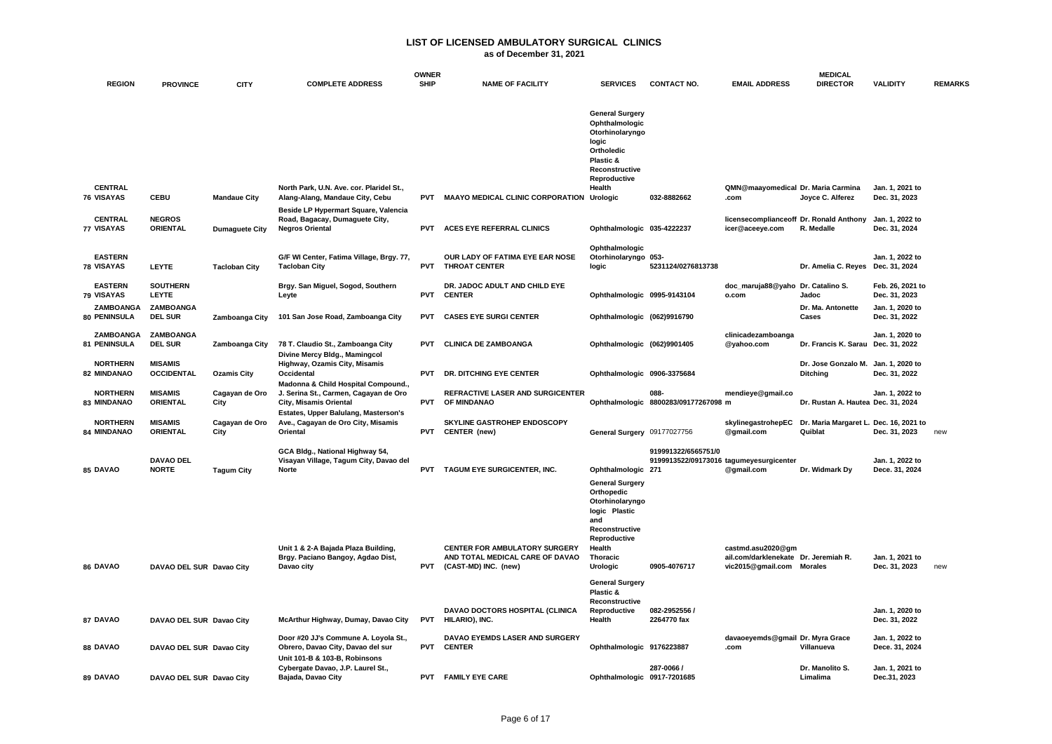# LIST OF LICENSED AMBULATORY SURGICAL CLINICS

**as of December 31, 2021**

| | REGION | PROVINCE | CITY | COMPLETE ADDRESS | OWNER SHIP | NAME OF FACILITY | SERVICES | CONTACT NO. | EMAIL ADDRESS | MEDICAL DIRECTOR | VALIDITY | REMARKS |
|---|---|---|---|---|---|---|---|---|---|---|---|---|
| 76 | CENTRAL VISAYAS | CEBU | Mandaue City | North Park, U.N. Ave. cor. Plaridel St., Alang-Alang, Mandaue City, Cebu | PVT | MAAYO MEDICAL CLINIC CORPORATION | General Surgery Ophthalmologic Otorhinolaryngologic Ortholedic Plastic & Reconstructive Reproductive Health Urologic | 032-8882662 | QMN@maayomedical.com | Dr. Maria Carmina Joyce C. Alferez | Jan. 1, 2021 to Dec. 31, 2023 | |
| 77 | CENTRAL VISAYAS | NEGROS ORIENTAL | Dumaguete City | Beside LP Hypermart Square, Valencia Road, Bagacay, Dumaguete City, Negros Oriental | PVT | ACES EYE REFERRAL CLINICS | Ophthalmologic | 035-4222237 | licensecomplianceofficer@aceeye.com | Dr. Ronald Anthony R. Medalle | Jan. 1, 2022 to Dec. 31, 2024 | |
| 78 | EASTERN VISAYAS | LEYTE | Tacloban City | G/F WI Center, Fatima Village, Brgy. 77, Tacloban City | PVT | OUR LADY OF FATIMA EYE EAR NOSE THROAT CENTER | Ophthalmologic Otorhinolaryngologic | 053-5231124/0276813738 | | Dr. Amelia C. Reyes | Jan. 1, 2022 to Dec. 31, 2024 | |
| 79 | EASTERN VISAYAS | SOUTHERN LEYTE | | Brgy. San Miguel, Sogod, Southern Leyte | PVT | DR. JADOC ADULT AND CHILD EYE CENTER | Ophthalmologic | 0995-9143104 | doc_maruja88@yahoo.com | Dr. Catalino S. Jadoc | Feb. 26, 2021 to Dec. 31, 2023 | |
| 80 | ZAMBOANGA PENINSULA | ZAMBOANGA DEL SUR | Zamboanga City | 101 San Jose Road, Zamboanga City | PVT | CASES EYE SURGI CENTER | Ophthalmologic | (062)9916790 | | Dr. Ma. Antonette Cases | Jan. 1, 2020 to Dec. 31, 2022 | |
| 81 | ZAMBOANGA PENINSULA | ZAMBOANGA DEL SUR | Zamboanga City | 78 T. Claudio St., Zamboanga City | PVT | CLINICA DE ZAMBOANGA | Ophthalmologic | (062)9901405 | clinicadezamboanga@yahoo.com | Dr. Francis K. Sarau | Jan. 1, 2020 to Dec. 31, 2022 | |
| 82 | NORTHERN MINDANAO | MISAMIS OCCIDENTAL | Ozamis City | Divine Mercy Bldg., Mamingcol Highway, Ozamis City, Misamis Occidental | PVT | DR. DITCHING EYE CENTER | Ophthalmologic | 0906-3375684 | | Dr. Jose Gonzalo M. Ditching | Jan. 1, 2020 to Dec. 31, 2022 | |
| 83 | NORTHERN MINDANAO | MISAMIS ORIENTAL | Cagayan de Oro City | Madonna & Child Hospital Compound., J. Serina St., Carmen, Cagayan de Oro City, Misamis Oriental | PVT | REFRACTIVE LASER AND SURGICENTER OF MINDANAO | Ophthalmologic | 088-8800283/09177267098 | mendieye@gmail.com | Dr. Rustan A. Hautea | Jan. 1, 2022 to Dec. 31, 2024 | |
| 84 | NORTHERN MINDANAO | MISAMIS ORIENTAL | Cagayan de Oro City | Estates, Upper Balulang, Masterson's Ave., Cagayan de Oro City, Misamis Oriental | PVT | SKYLINE GASTROHEP ENDOSCOPY CENTER (new) | General Surgery | 09177027756 | skylinegastrohepEC@gmail.com | Dr. Maria Margaret L. Quiblat | Dec. 16, 2021 to Dec. 31, 2023 | new |
| 85 | DAVAO | DAVAO DEL NORTE | Tagum City | GCA Bldg., National Highway 54, Visayan Village, Tagum City, Davao del Norte | PVT | TAGUM EYE SURGICENTER, INC. | Ophthalmologic | 919991322/6565751/09199913522/09173016271 | tagumeyesurgicenter@gmail.com | Dr. Widmark Dy | Jan. 1, 2022 to Dece. 31, 2024 | |
| 86 | DAVAO | DAVAO DEL SUR | Davao City | Unit 1 & 2-A Bajada Plaza Building, Brgy. Paciano Bangoy, Agdao Dist, Davao city | PVT | CENTER FOR AMBULATORY SURGERY AND TOTAL MEDICAL CARE OF DAVAO (CAST-MD) INC. (new) | General Surgery Orthopedic Otorhinolaryngologic Plastic and Reconstructive Reproductive Health Thoracic Urologic | 0905-4076717 | castmd.asu2020@gmail.com/darklenekatevic2015@gmail.com | Dr. Jeremiah R. Morales | Jan. 1, 2021 to Dec. 31, 2023 | new |
| 87 | DAVAO | DAVAO DEL SUR | Davao City | McArthur Highway, Dumay, Davao City | PVT | DAVAO DOCTORS HOSPITAL (CLINICA HILARIO), INC. | General Surgery Plastic & Reconstructive Reproductive Health | 082-2952556 / 2264770 fax | | | Jan. 1, 2020 to Dec. 31, 2022 | |
| 88 | DAVAO | DAVAO DEL SUR | Davao City | Door #20 JJ's Commune A. Loyola St., Obrero, Davao City, Davao del sur | PVT | DAVAO EYEMDS LASER AND SURGERY CENTER | Ophthalmologic | 9176223887 | davaoeyemds@gmail.com | Dr. Myra Grace Villanueva | Jan. 1, 2022 to Dece. 31, 2024 | |
| 89 | DAVAO | DAVAO DEL SUR | Davao City | Unit 101-B & 103-B, Robinsons Cybergate Davao, J.P. Laurel St., Bajada, Davao City | PVT | FAMILY EYE CARE | Ophthalmologic | 287-0066 / 0917-7201685 | | Dr. Manolito S. Limalima | Jan. 1, 2021 to Dec.31, 2023 | |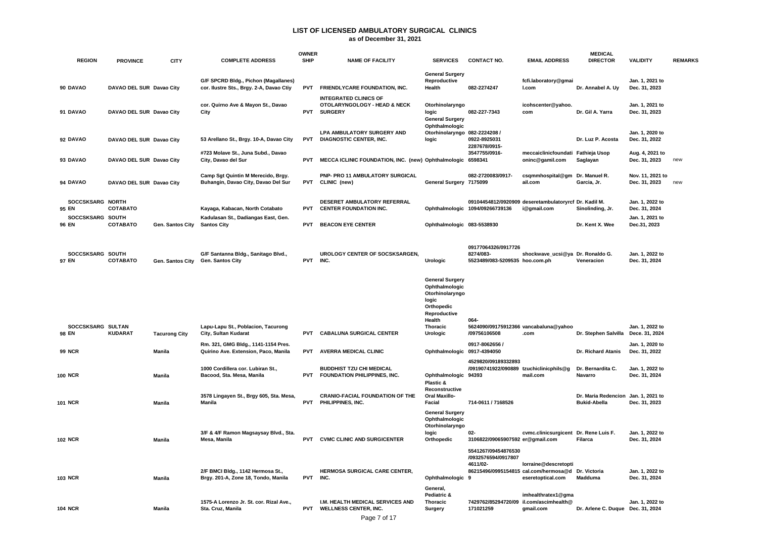# LIST OF LICENSED AMBULATORY SURGICAL CLINICS

**as of December 31, 2021**

| | REGION | PROVINCE | CITY | COMPLETE ADDRESS | OWNERSHIP | NAME OF FACILITY | SERVICES | CONTACT NO. | EMAIL ADDRESS | MEDICAL DIRECTOR | VALIDITY | REMARKS |
|---|---|---|---|---|---|---|---|---|---|---|---|---|
| 90 | DAVAO | DAVAO DEL SUR | Davao City | G/F SPCRD Bldg., Pichon (Magallanes) cor. Ilustre Sts., Brgy. 2-A, Davao Ctiy | PVT | FRIENDLYCARE FOUNDATION, INC. | General Surgery Reproductive Health | 082-2274247 | fcfi.laboratory@gmail.com | Dr. Annabel A. Uy | Jan. 1, 2021 to Dec. 31, 2023 | |
| 91 | DAVAO | DAVAO DEL SUR | Davao City | cor. Quirno Ave & Mayon St., Davao City | PVT | INTEGRATED CLINICS OF OTOLARYNGOLOGY - HEAD & NECK SURGERY | Otorhinolaryngologic | 082-227-7343 | icohscenter@yahoo.com | Dr. Gil A. Yarra | Jan. 1, 2021 to Dec. 31, 2023 | |
| 92 | DAVAO | DAVAO DEL SUR | Davao City | 53 Arellano St., Brgy. 10-A, Davao City | PVT | LPA AMBULATORY SURGERY AND DIAGNOSTIC CENTER, INC. | General Surgery Ophthalmologic Otorhinolaryngologic | 082-2224208 / 0922-8925031 | | Dr. Luz P. Acosta | Jan. 1, 2020 to Dec. 31, 2022 | |
| 93 | DAVAO | DAVAO DEL SUR | Davao City | #723 Molave St., Juna Subd., Davao City, Davao del Sur | PVT | MECCA ICLINIC FOUNDATION, INC. (new) | Ophthalmologic | 2287678/0915-3547755/0916-6598341 | meccaiclinicfoundationinc@gamil.com | Fathieja Usop Saglayan | Aug. 4, 2021 to Dec. 31, 2023 | new |
| 94 | DAVAO | DAVAO DEL SUR | Davao City | Camp Sgt Quintin M Merecido, Brgy. Buhangin, Davao City, Davao Del Sur | PVT | PNP- PRO 11 AMBULATORY SURGICAL CLINIC (new) | General Surgery | 082-2720083/0917-7175099 | csqmmhospital@gmail.com | Dr. Manuel R. Garcia, Jr. | Nov. 11, 2021 to Dec. 31, 2023 | new |
| 95 | SOCCSKSARGEN | NORTH COTABATO | | Kayaga, Kabacan, North Cotabato | PVT | DESERET AMBULATORY REFERRAL CENTER FOUNDATION INC. | Ophthalmologic | 09104454812/0920909 1094/09266739136 | deseretambulatoryrcfi@gmail.com | Dr. Kadil M. Sinolinding, Jr. | Jan. 1, 2022 to Dec. 31, 2024 | |
| 96 | SOCCSKSARGEN | SOUTH COTABATO | Gen. Santos City | Kadulasan St., Dadiangas East, Gen. Santos City | PVT | BEACON EYE CENTER | Ophthalmologic | 083-5538930 | | Dr. Kent X. Wee | Jan. 1, 2021 to Dec.31, 2023 | |
| 97 | SOCCSKSARGEN | SOUTH COTABATO | Gen. Santos City | G/F Santanna Bldg., Sanitago Blvd., Gen. Santos City | PVT | UROLOGY CENTER OF SOCSKSARGEN, INC. | Urologic | 09177064326/0917726 8274/083-5523489/083-5209535 | shockwave_ucsi@yahoo.com.ph | Dr. Ronaldo G. Veneracion | Jan. 1, 2022 to Dec. 31, 2024 | |
| 98 | SOCCSKSARGEN | SULTAN KUDARAT | Tacurong City | Lapu-Lapu St., Poblacion, Tacurong City, Sultan Kudarat | PVT | CABALUNA SURGICAL CENTER | General Surgery Ophthalmologic Otorhinolaryngologic Orthopedic Reproductive Health Thoracic Urologic | 064-5624090/09175912366 /09756106508 | vancabaluna@yahoo.com | Dr. Stephen Salvilla | Jan. 1, 2022 to Decc. 31, 2024 | |
| 99 | NCR | | Manila | Rm. 321, GMG Bldg., 1141-1154 Pres. Quirino Ave. Extension, Paco, Manila | PVT | AVERRA MEDICAL CLINIC | Ophthalmologic | 0917-8062656 / 0917-4394050 | | Dr. Richard Atanis | Jan. 1, 2020 to Dec. 31, 2022 | |
| 100 | NCR | | Manila | 1000 Cordillera cor. Lubiran St., Bacood, Sta. Mesa, Manila | PVT | BUDDHIST TZU CHI MEDICAL FOUNDATION PHILIPPINES, INC. | Ophthalmologic | 4529820/09189332893 /09190741922/090889 94393 | tzuchiclinicphils@gmail.com | Dr. Bernardita C. Navarro | Jan. 1, 2022 to Dec. 31, 2024 | |
| 101 | NCR | | Manila | 3578 Lingayen St., Brgy 605, Sta. Mesa, Manila | PVT | CRANIO-FACIAL FOUNDATION OF THE PHILIPPINES, INC. | Plastic & Reconstructive Oral Maxillo-Facial | 714-0611 / 7168526 | | Dr. Maria Redencion Bukid-Abella | Jan. 1, 2021 to Dec. 31, 2023 | |
| 102 | NCR | | Manila | 3/F & 4/F Ramon Magsaysay Blvd., Sta. Mesa, Manila | PVT | CVMC CLINIC AND SURGICENTER | General Surgery Ophthalmologic Otorhinolaryngologic Orthopedic | 02-3106822/09065907592 | cvmc.clinicsurgicenter@gmail.com | Dr. Rene Luis F. Filarca | Jan. 1, 2022 to Dec. 31, 2024 | |
| 103 | NCR | | Manila | 2/F BMCI Bldg., 1142 Hermosa St., Brgy. 201-A, Zone 18, Tondo, Manila | PVT | HERMOSA SURGICAL CARE CENTER, INC. | Ophthalmologic | 5541267/09454876530 /0932576594/0917807 4611/02-86215496/09951548159 | lorraine@descretoptical.com/hermosa@deseretoptical.com | Dr. Victoria Madduma | Jan. 1, 2022 to Dec. 31, 2024 | |
| 104 | NCR | | Manila | 1575-A Lorenzo Jr. St. cor. Rizal Ave., Sta. Cruz, Manila | PVT | I.M. HEALTH MEDICAL SERVICES AND WELLNESS CENTER, INC. | General, Pediatric & Thoracic Surgery | 7429762/85294720/09 171021259 | imhealthratex1@gmail.com/ascimhealth@gmail.com | Dr. Arlene C. Duque | Jan. 1, 2022 to Dec. 31, 2024 | |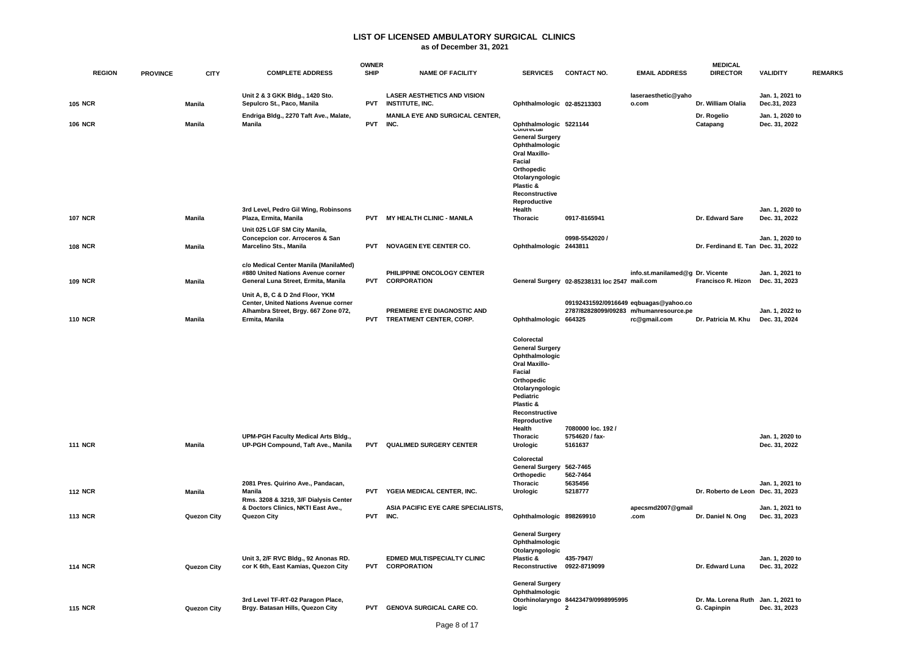## LIST OF LICENSED AMBULATORY SURGICAL CLINICS

**as of December 31, 2021**

| | REGION | PROVINCE | CITY | COMPLETE ADDRESS | OWNERSHIP | NAME OF FACILITY | SERVICES | CONTACT NO. | EMAIL ADDRESS | MEDICAL DIRECTOR | VALIDITY | REMARKS |
|---|---|---|---|---|---|---|---|---|---|---|---|---|
| 105 | NCR | | Manila | Unit 2 & 3 GKK Bldg., 1420 Sto. Sepulcro St., Paco, Manila | PVT | LASER AESTHETICS AND VISION INSTITUTE, INC. | Ophthalmologic | 02-85213303 | laseraesthetic@yahoo.com | Dr. William Olalia | Jan. 1, 2021 to Dec.31, 2023 | |
| 106 | NCR | | Manila | Endriga Bldg., 2270 Taft Ave., Malate, Manila | PVT | MANILA EYE AND SURGICAL CENTER, INC. | Ophthalmologic | 5221144 | | Dr. Rogelio Catapang | Jan. 1, 2020 to Dec. 31, 2022 | |
| 107 | NCR | | Manila | 3rd Level, Pedro Gil Wing, Robinsons Plaza, Ermita, Manila | PVT | MY HEALTH CLINIC - MANILA | Colorectal<br>General Surgery<br>Ophthalmologic<br>Oral Maxillo-Facial<br>Orthopedic<br>Otolaryngologic<br>Plastic & Reconstructive<br>Reproductive Health<br>Thoracic | 0917-8165941 | | Dr. Edward Sare | Jan. 1, 2020 to Dec. 31, 2022 | |
| 108 | NCR | | Manila | Unit 025 LGF SM City Manila, Concepcion cor. Arroceros & San Marcelino Sts., Manila | PVT | NOVAGEN EYE CENTER CO. | Ophthalmologic | 0998-5542020 / 2443811 | | Dr. Ferdinand E. Tan | Jan. 1, 2020 to Dec. 31, 2022 | |
| 109 | NCR | | Manila | c/o Medical Center Manila (ManilaMed) #880 United Nations Avenue corner General Luna Street, Ermita, Manila | PVT | PHILIPPINE ONCOLOGY CENTER CORPORATION | General Surgery | 02-85238131 loc 2547 | info.st.manilamed@gmail.com | Dr. Vicente Francisco R. Hizon | Jan. 1, 2021 to Dec. 31, 2023 | |
| 110 | NCR | | Manila | Unit A, B, C & D 2nd Floor, YKM Center, United Nations Avenue corner Alhambra Street, Brgy. 667 Zone 072, Ermita, Manila | PVT | PREMIERE EYE DIAGNOSTIC AND TREATMENT CENTER, CORP. | Ophthalmologic | 09192431592/0916649 2787/82828099/09283 664325 | eqbuagas@yahoo.com/humanresource.perc@gmail.com | Dr. Patricia M. Khu | Jan. 1, 2022 to Dec. 31, 2024 | |
| 111 | NCR | | Manila | UPM-PGH Faculty Medical Arts Bldg., UP-PGH Compound, Taft Ave., Manila | PVT | QUALIMED SURGERY CENTER | Colorectal<br>General Surgery<br>Ophthalmologic<br>Oral Maxillo-Facial<br>Orthopedic<br>Otolaryngologic<br>Pediatric<br>Plastic & Reconstructive<br>Reproductive Health<br>Thoracic<br>Urologic | 7080000 loc. 192 / 5754620 / fax-5161637 | | | Jan. 1, 2020 to Dec. 31, 2022 | |
| 112 | NCR | | Manila | 2081 Pres. Quirino Ave., Pandacan, Manila | PVT | YGEIA MEDICAL CENTER, INC. | Colorectal<br>General Surgery<br>Orthopedic<br>Thoracic<br>Urologic | 562-7465<br>562-7464<br>5635456<br>5218777 | | Dr. Roberto de Leon | Jan. 1, 2021 to Dec. 31, 2023 | |
| 113 | NCR | | Quezon City | Rms. 3208 & 3219, 3/F Dialysis Center & Doctors Clinics, NKTI East Ave., Quezon City | PVT | ASIA PACIFIC EYE CARE SPECIALISTS, INC. | Ophthalmologic | 898269910 | apecsmd2007@gmail.com | Dr. Daniel N. Ong | Jan. 1, 2021 to Dec. 31, 2023 | |
| 114 | NCR | | Quezon City | Unit 3, 2/F RVC Bldg., 92 Anonas RD. cor K 6th, East Kamias, Quezon City | PVT | EDMED MULTISPECIALTY CLINIC CORPORATION | General Surgery<br>Ophthalmologic<br>Otolaryngologic<br>Plastic & Reconstructive | 435-7947/ 0922-8719099 | | Dr. Edward Luna | Jan. 1, 2020 to Dec. 31, 2022 | |
| 115 | NCR | | Quezon City | 3rd Level TF-RT-02 Paragon Place, Brgy. Batasan Hills, Quezon City | PVT | GENOVA SURGICAL CARE CO. | General Surgery<br>Ophthalmologic<br>Otorhinolaryngologic | 84423479/09989959952 | | Dr. Ma. Lorena Ruth G. Capinpin | Jan. 1, 2021 to Dec. 31, 2023 | |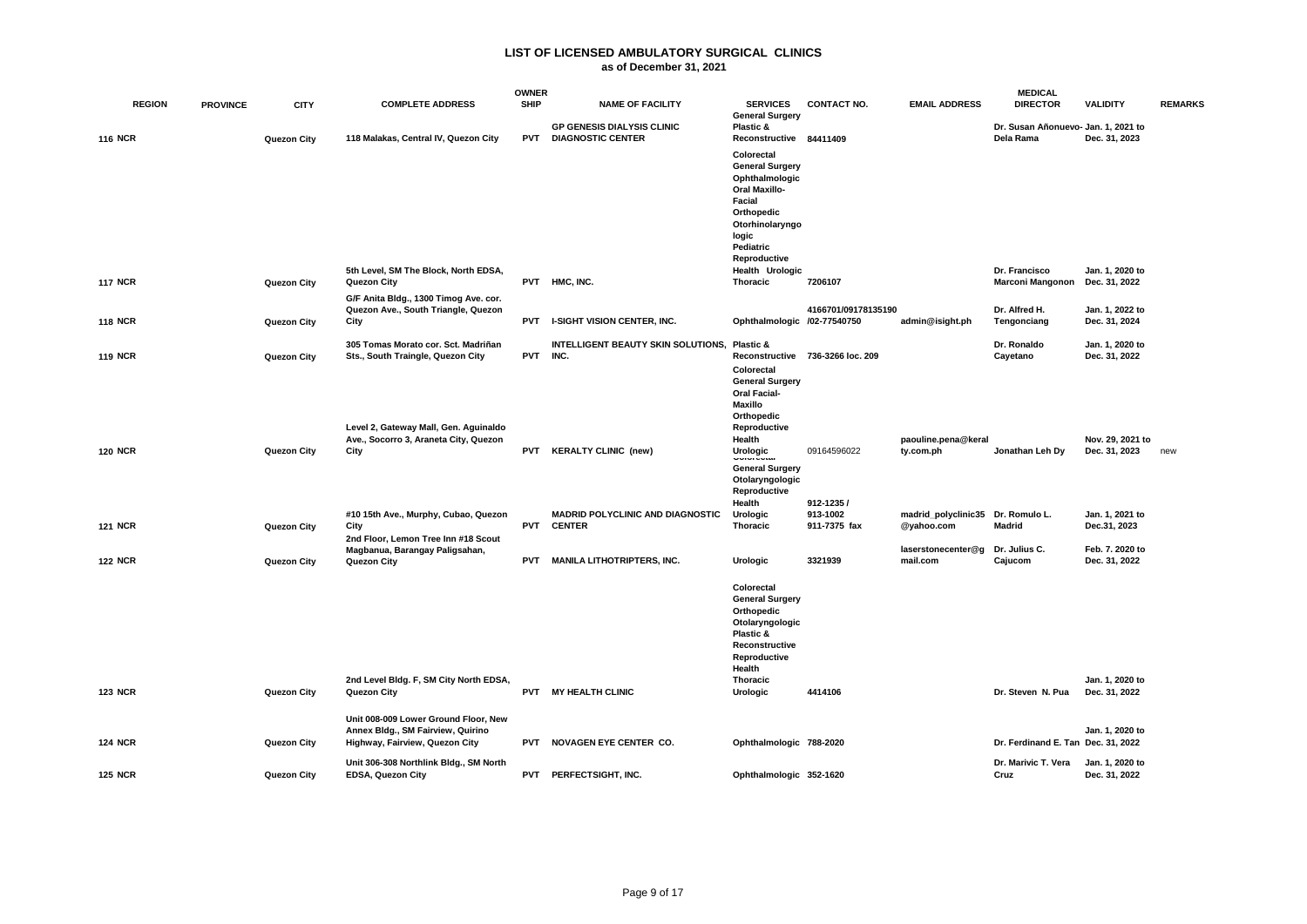# LIST OF LICENSED AMBULATORY SURGICAL CLINICS

**as of December 31, 2021**

| | REGION | PROVINCE | CITY | COMPLETE ADDRESS | OWNER SHIP | NAME OF FACILITY | SERVICES | CONTACT NO. | EMAIL ADDRESS | MEDICAL DIRECTOR | VALIDITY | REMARKS |
|---|---|---|---|---|---|---|---|---|---|---|---|---|
| 116 | NCR | | Quezon City | 118 Malakas, Central IV, Quezon City | PVT | GP GENESIS DIALYSIS CLINIC DIAGNOSTIC CENTER | General Surgery Plastic & Reconstructive | 84411409 | | Dr. Susan Añonuevo-Dela Rama | Jan. 1, 2021 to Dec. 31, 2023 | |
| 117 | NCR | | Quezon City | 5th Level, SM The Block, North EDSA, Quezon City | PVT | HMC, INC. | Colorectal General Surgery Ophthalmologic Oral Maxillo-Facial Orthopedic Otorhinolaryngologic Pediatric Reproductive Health Urologic Thoracic | 7206107 | | Dr. Francisco Marconi Mangonon | Jan. 1, 2020 to Dec. 31, 2022 | |
| 118 | NCR | | Quezon City | G/F Anita Bldg., 1300 Timog Ave. cor. Quezon Ave., South Triangle, Quezon City | PVT | I-SIGHT VISION CENTER, INC. | Ophthalmologic | 4166701/09178135190 /02-77540750 | admin@isight.ph | Dr. Alfred H. Tengonciang | Jan. 1, 2022 to Dec. 31, 2024 | |
| 119 | NCR | | Quezon City | 305 Tomas Morato cor. Sct. Madriñan Sts., South Traingle, Quezon City | PVT | INTELLIGENT BEAUTY SKIN SOLUTIONS, INC. | Plastic & Reconstructive | 736-3266 loc. 209 | | Dr. Ronaldo Cayetano | Jan. 1, 2020 to Dec. 31, 2022 | |
| 120 | NCR | | Quezon City | Level 2, Gateway Mall, Gen. Aguinaldo Ave., Socorro 3, Araneta City, Quezon City | PVT | KERALTY CLINIC (new) | Colorectal General Surgery Oral Facial-Maxillo Orthopedic Reproductive Health Urologic | 09164596022 | paouline.pena@keralty.com.ph | Jonathan Leh Dy | Nov. 29, 2021 to Dec. 31, 2023 | new |
| 121 | NCR | | Quezon City | #10 15th Ave., Murphy, Cubao, Quezon City | PVT | MADRID POLYCLINIC AND DIAGNOSTIC CENTER | Colorectal General Surgery Otolaryngologic Reproductive Health Urologic Thoracic | 912-1235 / 913-1002 911-7375 fax | madrid_polyclinic35@yahoo.com | Dr. Romulo L. Madrid | Jan. 1, 2021 to Dec.31, 2023 | |
| 122 | NCR | | Quezon City | 2nd Floor, Lemon Tree Inn #18 Scout Magbanua, Barangay Paligsahan, Quezon City | PVT | MANILA LITHOTRIPTERS, INC. | Urologic | 3321939 | laserstonecenter@gmail.com | Dr. Julius C. Cajucom | Feb. 7. 2020 to Dec. 31, 2022 | |
| 123 | NCR | | Quezon City | 2nd Level Bldg. F, SM City North EDSA, Quezon City | PVT | MY HEALTH CLINIC | Colorectal General Surgery Orthopedic Otolaryngologic Plastic & Reconstructive Reproductive Health Thoracic Urologic | 4414106 | | Dr. Steven N. Pua | Jan. 1, 2020 to Dec. 31, 2022 | |
| 124 | NCR | | Quezon City | Unit 008-009 Lower Ground Floor, New Annex Bldg., SM Fairview, Quirino Highway, Fairview, Quezon City | PVT | NOVAGEN EYE CENTER CO. | Ophthalmologic | 788-2020 | | Dr. Ferdinand E. Tan | Jan. 1, 2020 to Dec. 31, 2022 | |
| 125 | NCR | | Quezon City | Unit 306-308 Northlink Bldg., SM North EDSA, Quezon City | PVT | PERFECTSIGHT, INC. | Ophthalmologic | 352-1620 | | Dr. Marivic T. Vera Cruz | Jan. 1, 2020 to Dec. 31, 2022 | |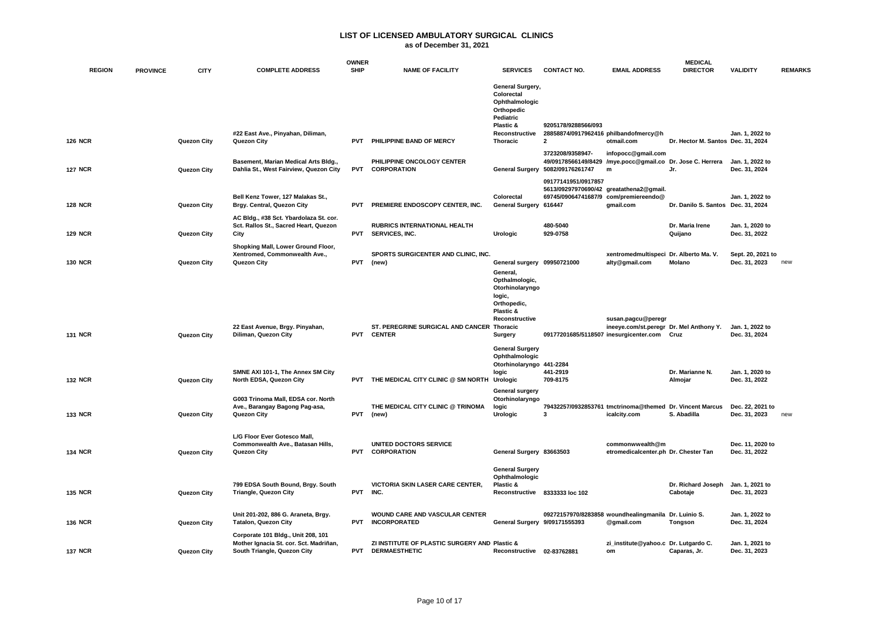# LIST OF LICENSED AMBULATORY SURGICAL CLINICS

**as of December 31, 2021**

| | REGION | PROVINCE | CITY | COMPLETE ADDRESS | OWNERSHIP | NAME OF FACILITY | SERVICES | CONTACT NO. | EMAIL ADDRESS | MEDICAL DIRECTOR | VALIDITY | REMARKS |
|---|---|---|---|---|---|---|---|---|---|---|---|---|
| 126 | NCR | | Quezon City | #22 East Ave., Pinyahan, Diliman, Quezon City | PVT | PHILIPPINE BAND OF MERCY | General Surgery, Colorectal Ophthalmologic Orthopedic Pediatric Plastic & Reconstructive Thoracic | 9205178/9288566/09328858874/0917962416 2 | philbandofmercy@hotmail.com | Dr. Hector M. Santos | Jan. 1, 2022 to Dec. 31, 2024 | |
| 127 | NCR | | Quezon City | Basement, Marian Medical Arts Bldg., Dahlia St., West Fairview, Quezon City | PVT | PHILIPPINE ONCOLOGY CENTER CORPORATION | General Surgery | 3723208/9358947-49/09178566149/84295082/09176261747 | infopocc@gmail.com /mye.pocc@gmail.com | Dr. Jose C. Herrera Jr. | Jan. 1, 2022 to Dec. 31, 2024 | |
| 128 | NCR | | Quezon City | Bell Kenz Tower, 127 Malakas St., Brgy. Central, Quezon City | PVT | PREMIERE ENDOSCOPY CENTER, INC. | Colorectal General Surgery | 09177141951/09177875613/09297970690/4269745/09064741687/9616447 | greatathena2@gmail.com/premiereendo@gmail.com | Dr. Danilo S. Santos | Jan. 1, 2022 to Dec. 31, 2024 | |
| 129 | NCR | | Quezon City | AC Bldg., #38 Sct. Ybardolaza St. cor. Sct. Rallos St., Sacred Heart, Quezon City | PVT | RUBRICS INTERNATIONAL HEALTH SERVICES, INC. | Urologic | 480-5040 929-0758 | | Dr. Maria Irene Quijano | Jan. 1, 2020 to Dec. 31, 2022 | |
| 130 | NCR | | Quezon City | Shopking Mall, Lower Ground Floor, Xentromed, Commonwealth Ave., Quezon City | PVT | SPORTS SURGICENTER AND CLINIC, INC. (new) | General surgery | 09950721000 | xentromedmultispecialty@gmail.com | Dr. Alberto Ma. V. Molano | Sept. 20, 2021 to Dec. 31, 2023 | new |
| 131 | NCR | | Quezon City | 22 East Avenue, Brgy. Pinyahan, Diliman, Quezon City | PVT | ST. PEREGRINE SURGICAL AND CANCER CENTER | General, Opthalmologic, Otorhinolaryngologic, Orthopedic, Plastic & Reconstructive Thoracic Surgery | 09177201685/5118507 | susan.pagcu@peregrineeye.com/st.peregrinesurgicenter.com | Dr. Mel Anthony Y. Cruz | Jan. 1, 2022 to Dec. 31, 2024 | |
| 132 | NCR | | Quezon City | SMNE AXI 101-1, The Annex SM City North EDSA, Quezon City | PVT | THE MEDICAL CITY CLINIC @ SM NORTH | General Surgery Ophthalmologic Otorhinolaryngologic Urologic | 441-2284 441-2919 709-8175 | | Dr. Marianne N. Almojar | Jan. 1, 2020 to Dec. 31, 2022 | |
| 133 | NCR | | Quezon City | G003 Trinoma Mall, EDSA cor. North Ave., Barangay Bagong Pag-asa, Quezon City | PVT | THE MEDICAL CITY CLINIC @ TRINOMA (new) | General surgery Otorhinolaryngologic Urologic | 79432257/09328537613 | tmctrinoma@themedicalcity.com | Dr. Vincent Marcus S. Abadilla | Dec. 22, 2021 to Dec. 31, 2023 | new |
| 134 | NCR | | Quezon City | L/G Floor Ever Gotesco Mall, Commonwealth Ave., Batasan Hills, Quezon City | PVT | UNITED DOCTORS SERVICE CORPORATION | General Surgery | 83663503 | commonwwealth@metromedicalcenter.ph | Dr. Chester Tan | Dec. 11, 2020 to Dec. 31, 2022 | |
| 135 | NCR | | Quezon City | 799 EDSA South Bound, Brgy. South Triangle, Quezon City | PVT | VICTORIA SKIN LASER CARE CENTER, INC. | General Surgery Ophthalmologic Plastic & Reconstructive | 8333333 loc 102 | | Dr. Richard Joseph Cabotaje | Jan. 1, 2021 to Dec. 31, 2023 | |
| 136 | NCR | | Quezon City | Unit 201-202, 886 G. Araneta, Brgy. Tatalon, Quezon City | PVT | WOUND CARE AND VASCULAR CENTER INCORPORATED | General Surgery | 09272157970/8283858 9/09171555393 | woundhealingmanila@gmail.com | Dr. Luinio S. Tongson | Jan. 1, 2022 to Dec. 31, 2024 | |
| 137 | NCR | | Quezon City | Corporate 101 Bldg., Unit 208, 101 Mother Ignacia St. cor. Sct. Madriñan, South Triangle, Quezon City | PVT | ZI INSTITUTE OF PLASTIC SURGERY AND DERMAESTHETIC | Plastic & Reconstructive | 02-83762881 | zi_institute@yahoo.com | Dr. Lutgardo C. Caparas, Jr. | Jan. 1, 2021 to Dec. 31, 2023 | |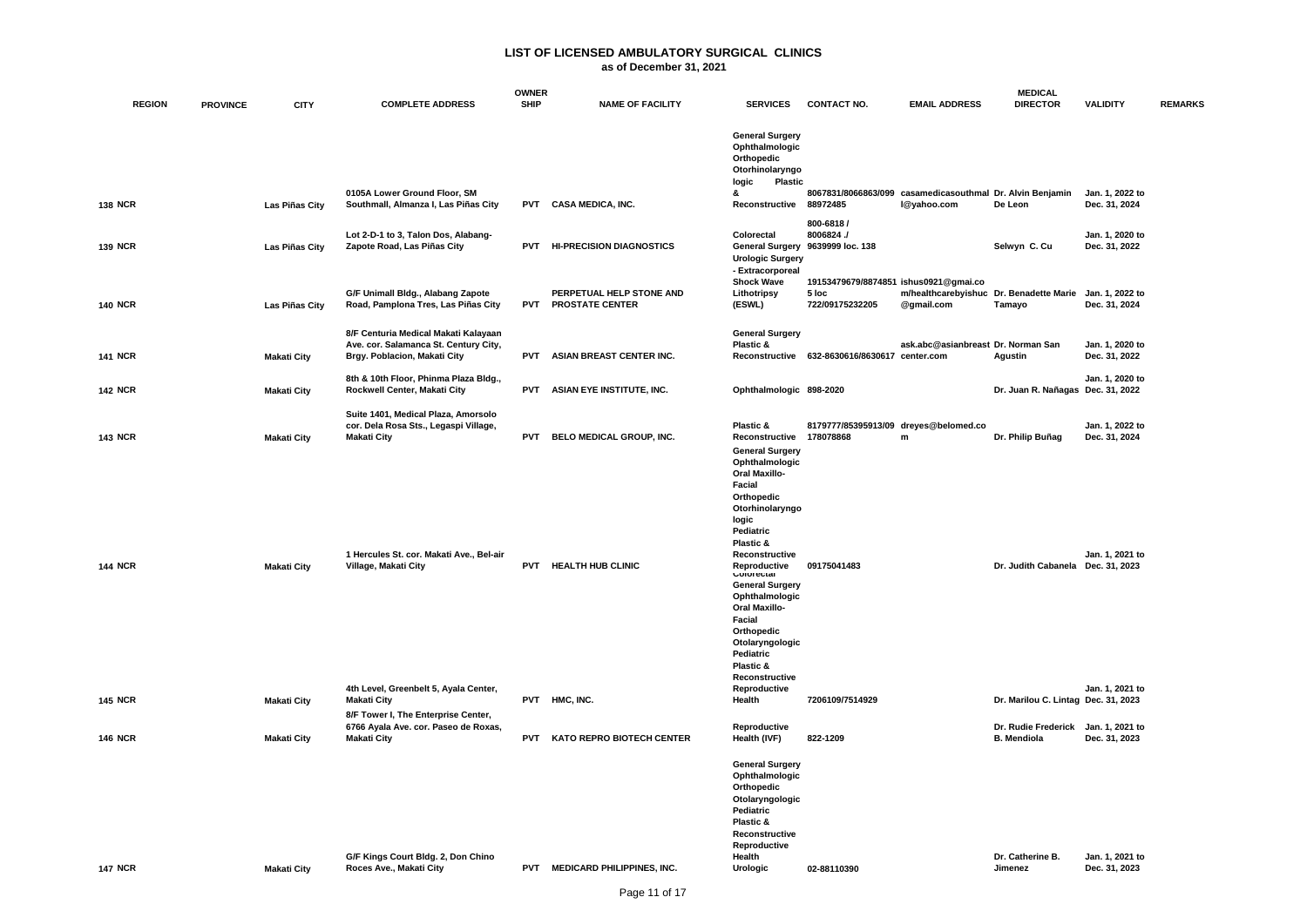# LIST OF LICENSED AMBULATORY SURGICAL CLINICS

**as of December 31, 2021**

| | REGION | PROVINCE | CITY | COMPLETE ADDRESS | OWNERSHIP | NAME OF FACILITY | SERVICES | CONTACT NO. | EMAIL ADDRESS | MEDICAL DIRECTOR | VALIDITY | REMARKS |
|---|---|---|---|---|---|---|---|---|---|---|---|---|
| 138 | NCR | | Las Piñas City | 0105A Lower Ground Floor, SM Southmall, Almanza I, Las Piñas City | PVT | CASA MEDICA, INC. | General Surgery Ophthalmologic Orthopedic Otorhinolaryngologic Plastic & Reconstructive | 8067831/8066863/09988972485 | casamedicasouthmall@yahoo.com | Dr. Alvin Benjamin De Leon | Jan. 1, 2022 to Dec. 31, 2024 | |
| 139 | NCR | | Las Piñas City | Lot 2-D-1 to 3, Talon Dos, Alabang-Zapote Road, Las Piñas City | PVT | HI-PRECISION DIAGNOSTICS | Colorectal General Surgery | 800-6818 / 8006824 ./ 9639999 loc. 138 | | Selwyn C. Cu | Jan. 1, 2020 to Dec. 31, 2022 | |
| 140 | NCR | | Las Piñas City | G/F Unimall Bldg., Alabang Zapote Road, Pamplona Tres, Las Piñas City | PVT | PERPETUAL HELP STONE AND PROSTATE CENTER | Urologic Surgery - Extracorporeal Shock Wave Lithotripsy (ESWL) | 19153479679/8874851 5 loc 722/09175232205 | ishus0921@gmail.com/healthcarebyishuc@gmail.com | Dr. Benadette Marie Tamayo | Jan. 1, 2022 to Dec. 31, 2024 | |
| 141 | NCR | | Makati City | 8/F Centuria Medical Makati Kalayaan Ave. cor. Salamanca St. Century City, Brgy. Poblacion, Makati City | PVT | ASIAN BREAST CENTER INC. | General Surgery Plastic & Reconstructive | 632-8630616/8630617 | ask.abc@asianbreastcenter.com | Dr. Norman San Agustin | Jan. 1, 2020 to Dec. 31, 2022 | |
| 142 | NCR | | Makati City | 8th & 10th Floor, Phinma Plaza Bldg., Rockwell Center, Makati City | PVT | ASIAN EYE INSTITUTE, INC. | Ophthalmologic | 898-2020 | | Dr. Juan R. Nañagas | Jan. 1, 2020 to Dec. 31, 2022 | |
| 143 | NCR | | Makati City | Suite 1401, Medical Plaza, Amorsolo cor. Dela Rosa Sts., Legaspi Village, Makati City | PVT | BELO MEDICAL GROUP, INC. | Plastic & Reconstructive | 8179777/85395913/09178078868 | dreyes@belomed.com | Dr. Philip Buñag | Jan. 1, 2022 to Dec. 31, 2024 | |
| 144 | NCR | | Makati City | 1 Hercules St. cor. Makati Ave., Bel-air Village, Makati City | PVT | HEALTH HUB CLINIC | General Surgery Ophthalmologic Oral Maxillo-Facial Orthopedic Otorhinolaryngologic Pediatric Plastic & Reconstructive Reproductive | 09175041483 | | Dr. Judith Cabanela | Jan. 1, 2021 to Dec. 31, 2023 | |
| 145 | NCR | | Makati City | 4th Level, Greenbelt 5, Ayala Center, Makati City | PVT | HMC, INC. | Colorectal General Surgery Ophthalmologic Oral Maxillo-Facial Orthopedic Otolaryngologic Pediatric Plastic & Reconstructive Reproductive Health | 7206109/7514929 | | Dr. Marilou C. Lintag | Jan. 1, 2021 to Dec. 31, 2023 | |
| 146 | NCR | | Makati City | 8/F Tower I, The Enterprise Center, 6766 Ayala Ave. cor. Paseo de Roxas, Makati City | PVT | KATO REPRO BIOTECH CENTER | Reproductive Health (IVF) | 822-1209 | | Dr. Rudie Frederick B. Mendiola | Jan. 1, 2021 to Dec. 31, 2023 | |
| 147 | NCR | | Makati City | G/F Kings Court Bldg. 2, Don Chino Roces Ave., Makati City | PVT | MEDICARD PHILIPPINES, INC. | General Surgery Ophthalmologic Orthopedic Otolaryngologic Pediatric Plastic & Reconstructive Reproductive Health Urologic | 02-88110390 | | Dr. Catherine B. Jimenez | Jan. 1, 2021 to Dec. 31, 2023 | |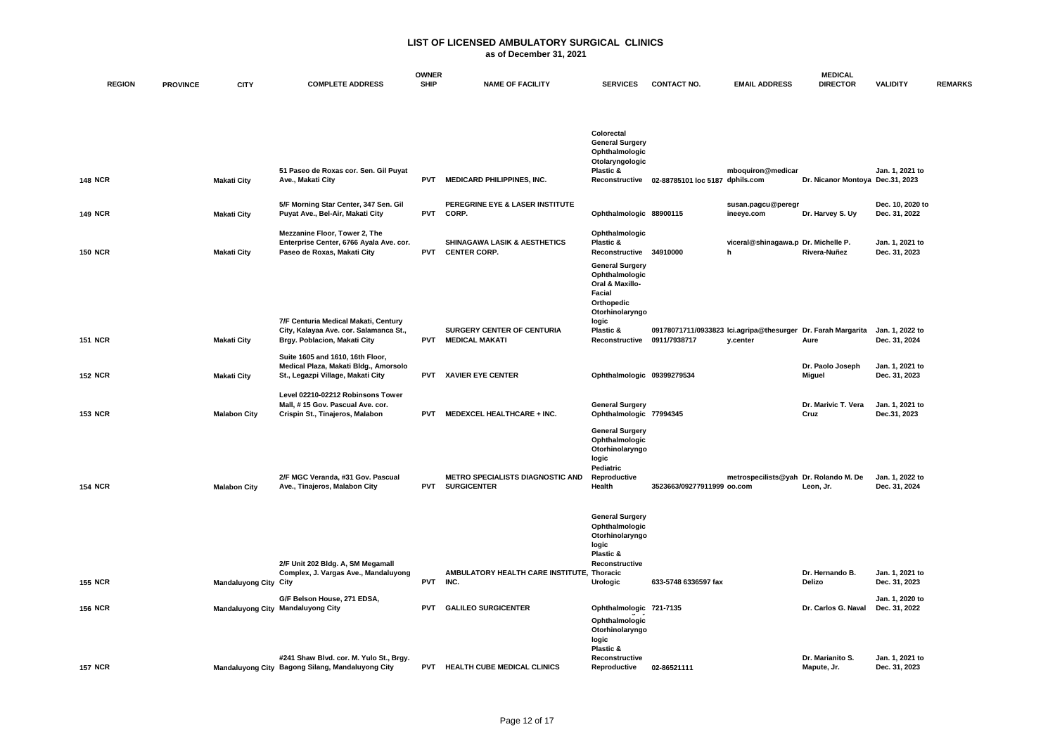# LIST OF LICENSED AMBULATORY SURGICAL CLINICS

**as of December 31, 2021**

| | REGION | PROVINCE | CITY | COMPLETE ADDRESS | OWNERSHIP | NAME OF FACILITY | SERVICES | CONTACT NO. | EMAIL ADDRESS | MEDICAL DIRECTOR | VALIDITY | REMARKS |
|---|---|---|---|---|---|---|---|---|---|---|---|---|
| 148 | NCR | | Makati City | 51 Paseo de Roxas cor. Sen. Gil Puyat Ave., Makati City | PVT | MEDICARD PHILIPPINES, INC. | Colorectal General Surgery Ophthalmologic Otolaryngologic Plastic & Reconstructive | 02-88785101 loc 5187 | mboquiron@medicardphils.com | Dr. Nicanor Montoya | Jan. 1, 2021 to Dec.31, 2023 | |
| 149 | NCR | | Makati City | 5/F Morning Star Center, 347 Sen. Gil Puyat Ave., Bel-Air, Makati City | PVT | PEREGRINE EYE & LASER INSTITUTE CORP. | Ophthalmologic | 88900115 | susan.pagcu@peregrineeye.com | Dr. Harvey S. Uy | Dec. 10, 2020 to Dec. 31, 2022 | |
| 150 | NCR | | Makati City | Mezzanine Floor, Tower 2, The Enterprise Center, 6766 Ayala Ave. cor. Paseo de Roxas, Makati City | PVT | SHINAGAWA LASIK & AESTHETICS CENTER CORP. | Ophthalmologic Plastic & Reconstructive | 34910000 | viceral@shinagawa.ph | Dr. Michelle P. Rivera-Nuñez | Jan. 1, 2021 to Dec. 31, 2023 | |
| 151 | NCR | | Makati City | 7/F Centuria Medical Makati, Century City, Kalayaa Ave. cor. Salamanca St., Brgy. Poblacion, Makati City | PVT | SURGERY CENTER OF CENTURIA MEDICAL MAKATI | General Surgery Ophthalmologic Oral & Maxillo-Facial Orthopedic Otorhinolaryngologic Plastic & Reconstructive | 09178071711/09338230911/7938717 | lci.agripa@thesurgery.center | Dr. Farah Margarita Aure | Jan. 1, 2022 to Dec. 31, 2024 | |
| 152 | NCR | | Makati City | Suite 1605 and 1610, 16th Floor, Medical Plaza, Makati Bldg., Amorsolo St., Legazpi Village, Makati City | PVT | XAVIER EYE CENTER | Ophthalmologic | 09399279534 | | Dr. Paolo Joseph Miguel | Jan. 1, 2021 to Dec. 31, 2023 | |
| 153 | NCR | | Malabon City | Level 02210-02212 Robinsons Tower Mall, # 15 Gov. Pascual Ave. cor. Crispin St., Tinajeros, Malabon | PVT | MEDEXCEL HEALTHCARE + INC. | General Surgery Ophthalmologic | 77994345 | | Dr. Marivic T. Vera Cruz | Jan. 1, 2021 to Dec.31, 2023 | |
| 154 | NCR | | Malabon City | 2/F MGC Veranda, #31 Gov. Pascual Ave., Tinajeros, Malabon City | PVT | METRO SPECIALISTS DIAGNOSTIC AND SURGICENTER | General Surgery Ophthalmologic Otorhinolaryngologic Pediatric Reproductive Health | 3523663/09277911999 | metrospecilists@yahoo.com | Dr. Rolando M. De Leon, Jr. | Jan. 1, 2022 to Dec. 31, 2024 | |
| 155 | NCR | | Mandaluyong City | 2/F Unit 202 Bldg. A, SM Megamall Complex, J. Vargas Ave., Mandaluyong City | PVT | AMBULATORY HEALTH CARE INSTITUTE, INC. | General Surgery Ophthalmologic Otorhinolaryngologic Plastic & Reconstructive Thoracic Urologic | 633-5748 6336597 fax | | Dr. Hernando B. Delizo | Jan. 1, 2021 to Dec. 31, 2023 | |
| 156 | NCR | | Mandaluyong City | G/F Belson House, 271 EDSA, Mandaluyong City | PVT | GALILEO SURGICENTER | Ophthalmologic | 721-7135 | | Dr. Carlos G. Naval | Jan. 1, 2020 to Dec. 31, 2022 | |
| 157 | NCR | | Mandaluyong City | #241 Shaw Blvd. cor. M. Yulo St., Brgy. Bagong Silang, Mandaluyong City | PVT | HEALTH CUBE MEDICAL CLINICS | Ophthalmologic Otorhinolaryngologic Plastic & Reconstructive Reproductive | 02-86521111 | | Dr. Marianito S. Mapute, Jr. | Jan. 1, 2021 to Dec. 31, 2023 | |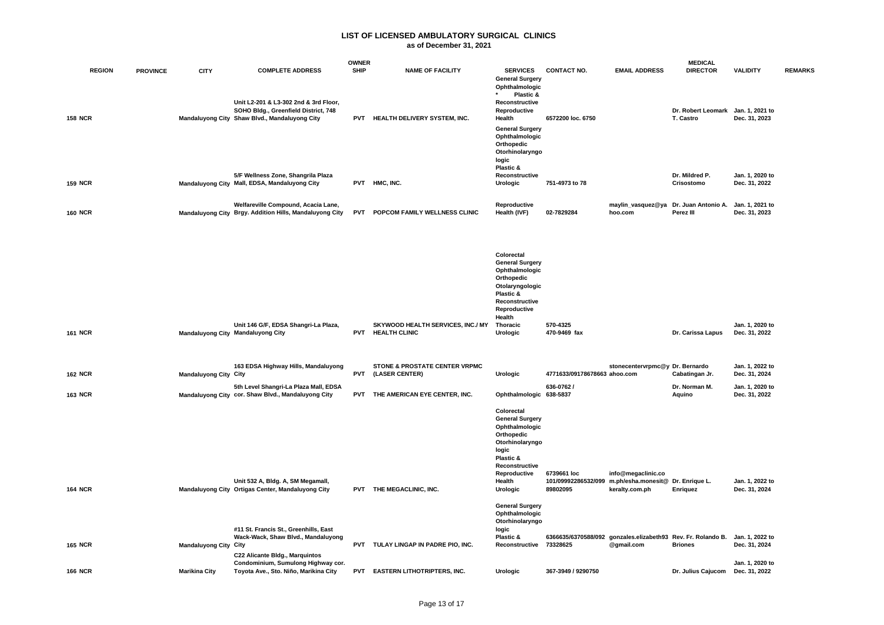# LIST OF LICENSED AMBULATORY SURGICAL CLINICS

**as of December 31, 2021**

| | REGION | PROVINCE | CITY | COMPLETE ADDRESS | OWNERSHIP | NAME OF FACILITY | SERVICES | CONTACT NO. | EMAIL ADDRESS | MEDICAL DIRECTOR | VALIDITY | REMARKS |
|---|---|---|---|---|---|---|---|---|---|---|---|---|
| 158 | NCR | | Mandaluyong City | Unit L2-201 & L3-302 2nd & 3rd Floor, SOHO Bldg., Greenfield District, 748 Shaw Blvd., Mandaluyong City | PVT | HEALTH DELIVERY SYSTEM, INC. | General Surgery Ophthalmologic * Plastic & Reconstructive Reproductive Health | 6572200 loc. 6750 | | Dr. Robert Leomark T. Castro | Jan. 1, 2021 to Dec. 31, 2023 | |
| 159 | NCR | | Mandaluyong City | 5/F Wellness Zone, Shangrila Plaza Mall, EDSA, Mandaluyong City | PVT | HMC, INC. | General Surgery Ophthalmologic Orthopedic Otorhinolaryngologic Plastic & Reconstructive Urologic | 751-4973 to 78 | | Dr. Mildred P. Crisostomo | Jan. 1, 2020 to Dec. 31, 2022 | |
| 160 | NCR | | Mandaluyong City | Welfareville Compound, Acacia Lane, Brgy. Addition Hills, Mandaluyong City | PVT | POPCOM FAMILY WELLNESS CLINIC | Reproductive Health (IVF) | 02-7829284 | maylin_vasquez@yahoo.com | Dr. Juan Antonio A. Perez III | Jan. 1, 2021 to Dec. 31, 2023 | |
| 161 | NCR | | Mandaluyong City | Unit 146 G/F, EDSA Shangri-La Plaza, Mandaluyong City | PVT | SKYWOOD HEALTH SERVICES, INC./ MY HEALTH CLINIC | Colorectal General Surgery Ophthalmologic Orthopedic Otolaryngologic Plastic & Reconstructive Reproductive Health Thoracic Urologic | 570-4325 470-9469 fax | | Dr. Carissa Lapus | Jan. 1, 2020 to Dec. 31, 2022 | |
| 162 | NCR | | Mandaluyong City | 163 EDSA Highway Hills, Mandaluyong City | PVT | STONE & PROSTATE CENTER VRPMC (LASER CENTER) | Urologic | 4771633/09178678663 | stonecentervrpmc@yahoo.com | Dr. Bernardo Cabatingan Jr. | Jan. 1, 2022 to Dec. 31, 2024 | |
| 163 | NCR | | Mandaluyong City | 5th Level Shangri-La Plaza Mall, EDSA cor. Shaw Blvd., Mandaluyong City | PVT | THE AMERICAN EYE CENTER, INC. | Ophthalmologic | 636-0762 / 638-5837 | | Dr. Norman M. Aquino | Jan. 1, 2020 to Dec. 31, 2022 | |
| 164 | NCR | | Mandaluyong City | Unit 532 A, Bldg. A, SM Megamall, Ortigas Center, Mandaluyong City | PVT | THE MEGACLINIC, INC. | Colorectal General Surgery Ophthalmologic Orthopedic Otorhinolaryngologic Plastic & Reconstructive Reproductive Health Urologic | 6739661 loc 101/09992286532/09989802095 | info@megaclinic.com.ph/esha.monesit@keralty.com.ph | Dr. Enrique L. Enriquez | Jan. 1, 2022 to Dec. 31, 2024 | |
| 165 | NCR | | Mandaluyong City | #11 St. Francis St., Greenhills, East Wack-Wack, Shaw Blvd., Mandaluyong City | PVT | TULAY LINGAP IN PADRE PIO, INC. | General Surgery Ophthalmologic Otorhinolaryngologic Plastic & Reconstructive | 6366635/6370588/09273328625 | gonzales.elizabeth93@gmail.com | Rev. Fr. Rolando B. Briones | Jan. 1, 2022 to Dec. 31, 2024 | |
| 166 | NCR | | Marikina City | C22 Alicante Bldg., Marquintos Condominium, Sumulong Highway cor. Toyota Ave., Sto. Niño, Marikina City | PVT | EASTERN LITHOTRIPTERS, INC. | Urologic | 367-3949 / 9290750 | | Dr. Julius Cajucom | Jan. 1, 2020 to Dec. 31, 2022 | |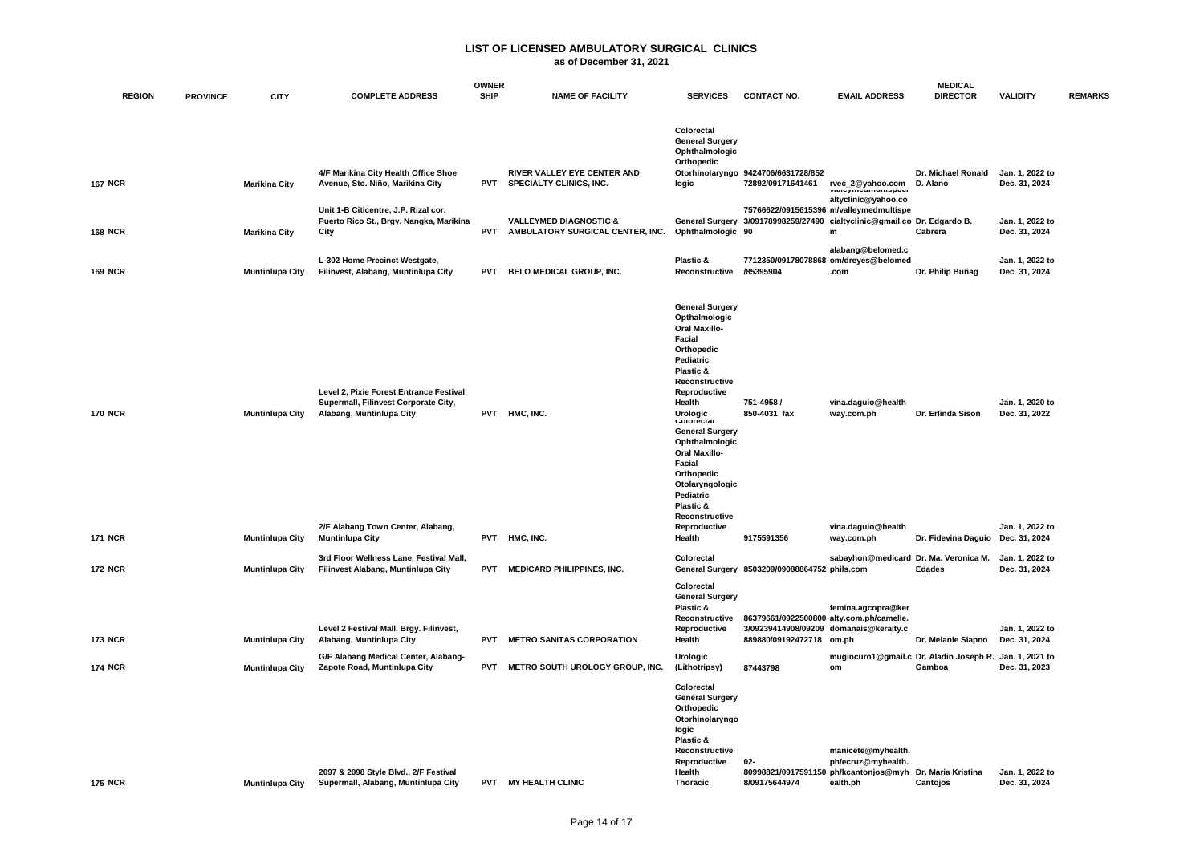# LIST OF LICENSED AMBULATORY SURGICAL CLINICS

**as of December 31, 2021**

| | REGION | PROVINCE | CITY | COMPLETE ADDRESS | OWNERSHIP | NAME OF FACILITY | SERVICES | CONTACT NO. | EMAIL ADDRESS | MEDICAL DIRECTOR | VALIDITY | REMARKS |
|---|---|---|---|---|---|---|---|---|---|---|---|---|
| 167 | NCR | | Marikina City | 4/F Marikina City Health Office Shoe Avenue, Sto. Niño, Marikina City | PVT | RIVER VALLEY EYE CENTER AND SPECIALTY CLINICS, INC. | Colorectal General Surgery Ophthalmologic Orthopedic Otorhinolaryngologic | 9424706/6631728/85272892/09171641461 | rvec_2@yahoo.com | Dr. Michael Ronald D. Alano | Jan. 1, 2022 to Dec. 31, 2024 | |
| 168 | NCR | | Marikina City | Unit 1-B Citicentre, J.P. Rizal cor. Puerto Rico St., Brgy. Nangka, Marikina City | PVT | VALLEYMED DIAGNOSTIC & AMBULATORY SURGICAL CENTER, INC. | General Surgery Ophthalmologic | 75766622/0915615396 3/09178998259/2749090 | valleymedmultispecialtyclinic@yahoo.com/valleymedmultispecialtyclinic@gmail.com | Dr. Edgardo B. Cabrera | Jan. 1, 2022 to Dec. 31, 2024 | |
| 169 | NCR | | Muntinlupa City | L-302 Home Precinct Westgate, Filinvest, Alabang, Muntinlupa City | PVT | BELO MEDICAL GROUP, INC. | Plastic & Reconstructive | 7712350/09178078868/85395904 | alabang@belomed.com/dreyes@belomed.com | Dr. Philip Buñag | Jan. 1, 2022 to Dec. 31, 2024 | |
| 170 | NCR | | Muntinlupa City | Level 2, Pixie Forest Entrance Festival Supermall, Filinvest Corporate City, Alabang, Muntinlupa City | PVT | HMC, INC. | General Surgery Opthalmologic Oral Maxillo-Facial Orthopedic Pediatric Plastic & Reconstructive Reproductive Health Urologic | 751-4958 / 850-4031 fax | vina.daguio@healthway.com.ph | Dr. Erlinda Sison | Jan. 1, 2020 to Dec. 31, 2022 | |
| 171 | NCR | | Muntinlupa City | 2/F Alabang Town Center, Alabang, Muntinlupa City | PVT | HMC, INC. | Colorectal General Surgery Ophthalmologic Oral Maxillo-Facial Orthopedic Otolaryngologic Pediatric Plastic & Reconstructive Reproductive Health | 9175591356 | vina.daguio@healthway.com.ph | Dr. Fidevina Daguio | Jan. 1, 2022 to Dec. 31, 2024 | |
| 172 | NCR | | Muntinlupa City | 3rd Floor Wellness Lane, Festival Mall, Filinvest Alabang, Muntinlupa City | PVT | MEDICARD PHILIPPINES, INC. | Colorectal General Surgery | 8503209/09088864752 | sabayhon@medicardphils.com | Dr. Ma. Veronica M. Edades | Jan. 1, 2022 to Dec. 31, 2024 | |
| 173 | NCR | | Muntinlupa City | Level 2 Festival Mall, Brgy. Filinvest, Alabang, Muntinlupa City | PVT | METRO SANITAS CORPORATION | Colorectal General Surgery Plastic & Reconstructive Reproductive Health | 86379661/09225008003/09239414908/09209889880/09192472718 | femina.agcopra@keralty.com.ph/camelle.domanais@keralty.com.ph | Dr. Melanie Siapno | Jan. 1, 2022 to Dec. 31, 2024 | |
| 174 | NCR | | Muntinlupa City | G/F Alabang Medical Center, Alabang-Zapote Road, Muntinlupa City | PVT | METRO SOUTH UROLOGY GROUP, INC. | Urologic (Lithotripsy) | 87443798 | mugincuro1@gmail.com | Dr. Aladin Joseph R. Gamboa | Jan. 1, 2021 to Dec. 31, 2023 | |
| 175 | NCR | | Muntinlupa City | 2097 & 2098 Style Blvd., 2/F Festival Supermall, Alabang, Muntinlupa City | PVT | MY HEALTH CLINIC | Colorectal General Surgery Orthopedic Otorhinolaryngologic Plastic & Reconstructive Reproductive Health Thoracic | 02-80998821/09175911508/09175644974 | manicete@myhealth.ph/ecruz@myhealth.ph/kcantonjos@myhealth.ph | Dr. Maria Kristina Cantojos | Jan. 1, 2022 to Dec. 31, 2024 | |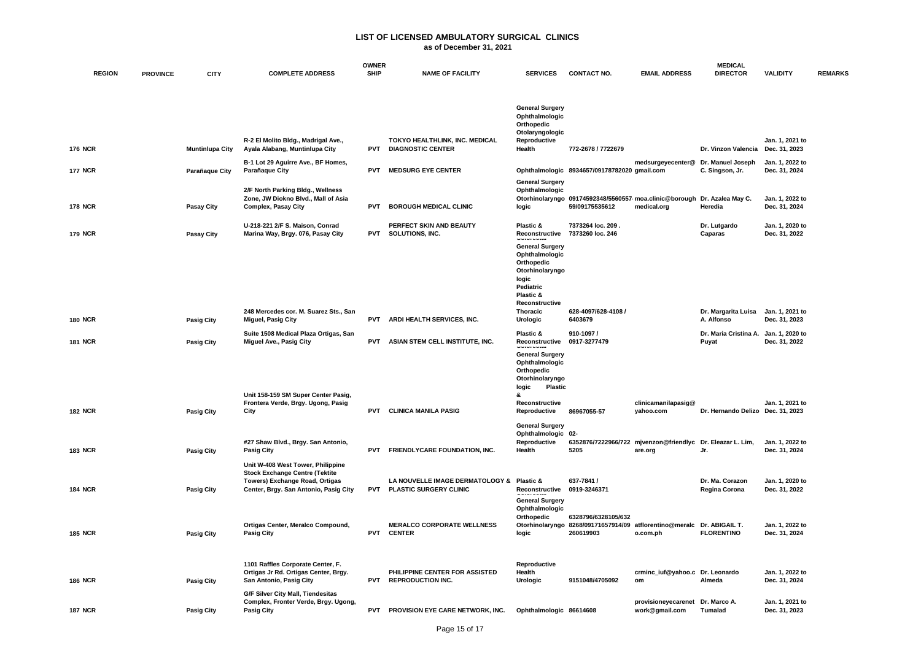# LIST OF LICENSED AMBULATORY SURGICAL CLINICS

**as of December 31, 2021**

| | REGION | PROVINCE | CITY | COMPLETE ADDRESS | OWNER SHIP | NAME OF FACILITY | SERVICES | CONTACT NO. | EMAIL ADDRESS | MEDICAL DIRECTOR | VALIDITY | REMARKS |
|---|---|---|---|---|---|---|---|---|---|---|---|---|
| 176 | NCR | | Muntinlupa City | R-2 El Molito Bldg., Madrigal Ave., Ayala Alabang, Muntinlupa City | PVT | TOKYO HEALTHLINK, INC. MEDICAL DIAGNOSTIC CENTER | General Surgery Ophthalmologic Orthopedic Otolaryngologic Reproductive Health | 772-2678 / 7722679 | | Dr. Vinzon Valencia | Jan. 1, 2021 to Dec. 31, 2023 | |
| 177 | NCR | | Parañaque City | B-1 Lot 29 Aguirre Ave., BF Homes, Parañaque City | PVT | MEDSURG EYE CENTER | Ophthalmologic | 8934657/09178782020 | medsurgeyecenter@gmail.com | Dr. Manuel Joseph C. Singson, Jr. | Jan. 1, 2022 to Dec. 31, 2024 | |
| 178 | NCR | | Pasay City | 2/F North Parking Bldg., Wellness Zone, JW Diokno Blvd., Mall of Asia Complex, Pasay City | PVT | BOROUGH MEDICAL CLINIC | General Surgery Ophthalmologic Otorhinolaryngologic | 09174592348/5560557-59/09175535612 | moa.clinic@boroughmedical.org | Dr. Azalea May C. Heredia | Jan. 1, 2022 to Dec. 31, 2024 | |
| 179 | NCR | | Pasay City | U-218-221 2/F S. Maison, Conrad Marina Way, Brgy. 076, Pasay City | PVT | PERFECT SKIN AND BEAUTY SOLUTIONS, INC. | Plastic & Reconstructive | 7373264 loc. 209 . 7373260 loc. 246 | | Dr. Lutgardo Caparas | Jan. 1, 2020 to Dec. 31, 2022 | |
| 180 | NCR | | Pasig City | 248 Mercedes cor. M. Suarez Sts., San Miguel, Pasig City | PVT | ARDI HEALTH SERVICES, INC. | Colorectal General Surgery Ophthalmologic Orthopedic Otorhinolaryngologic Pediatric Plastic & Reconstructive Thoracic Urologic | 628-4097/628-4108 / 6403679 | | Dr. Margarita Luisa A. Alfonso | Jan. 1, 2021 to Dec. 31, 2023 | |
| 181 | NCR | | Pasig City | Suite 1508 Medical Plaza Ortigas, San Miguel Ave., Pasig City | PVT | ASIAN STEM CELL INSTITUTE, INC. | Plastic & Reconstructive | 910-1097 / 0917-3277479 | | Dr. Maria Cristina A. Puyat | Jan. 1, 2020 to Dec. 31, 2022 | |
| 182 | NCR | | Pasig City | Unit 158-159 SM Super Center Pasig, Frontera Verde, Brgy. Ugong, Pasig City | PVT | CLINICA MANILA PASIG | Colorectal General Surgery Ophthalmologic Orthopedic Otorhinolaryngologic Plastic & Reconstructive Reproductive | 86967055-57 | clinicamanilapasig@yahoo.com | Dr. Hernando Delizo | Jan. 1, 2021 to Dec. 31, 2023 | |
| 183 | NCR | | Pasig City | #27 Shaw Blvd., Brgy. San Antonio, Pasig City | PVT | FRIENDLYCARE FOUNDATION, INC. | General Surgery Ophthalmologic Reproductive Health | 02-6352876/7222966/7225205 | mjvenzon@friendlycare.org | Dr. Eleazar L. Lim, Jr. | Jan. 1, 2022 to Dec. 31, 2024 | |
| 184 | NCR | | Pasig City | Unit W-408 West Tower, Philippine Stock Exchange Centre (Tektite Towers) Exchange Road, Ortigas Center, Brgy. San Antonio, Pasig City | PVT | LA NOUVELLE IMAGE DERMATOLOGY & PLASTIC SURGERY CLINIC | Plastic & Reconstructive | 637-7841 / 0919-3246371 | | Dr. Ma. Corazon Regina Corona | Jan. 1, 2020 to Dec. 31, 2022 | |
| 185 | NCR | | Pasig City | Ortigas Center, Meralco Compound, Pasig City | PVT | MERALCO CORPORATE WELLNESS CENTER | General Surgery Ophthalmologic Orthopedic Otorhinolaryngologic | 6328796/6328105/6328268/09171657914/09260619903 | atflorentino@meralco.com.ph | Dr. ABIGAIL T. FLORENTINO | Jan. 1, 2022 to Dec. 31, 2024 | |
| 186 | NCR | | Pasig City | 1101 Raffles Corporate Center, F. Ortigas Jr Rd. Ortigas Center, Brgy. San Antonio, Pasig City | PVT | PHILIPPINE CENTER FOR ASSISTED REPRODUCTION INC. | Reproductive Health Urologic | 9151048/4705092 | crminc_iuf@yahoo.com | Dr. Leonardo Almeda | Jan. 1, 2022 to Dec. 31, 2024 | |
| 187 | NCR | | Pasig City | G/F Silver City Mall, Tiendesitas Complex, Fronter Verde, Brgy. Ugong, Pasig City | PVT | PROVISION EYE CARE NETWORK, INC. | Ophthalmologic | 86614608 | provisioneyecarenetwork@gmail.com | Dr. Marco A. Tumalad | Jan. 1, 2021 to Dec. 31, 2023 | |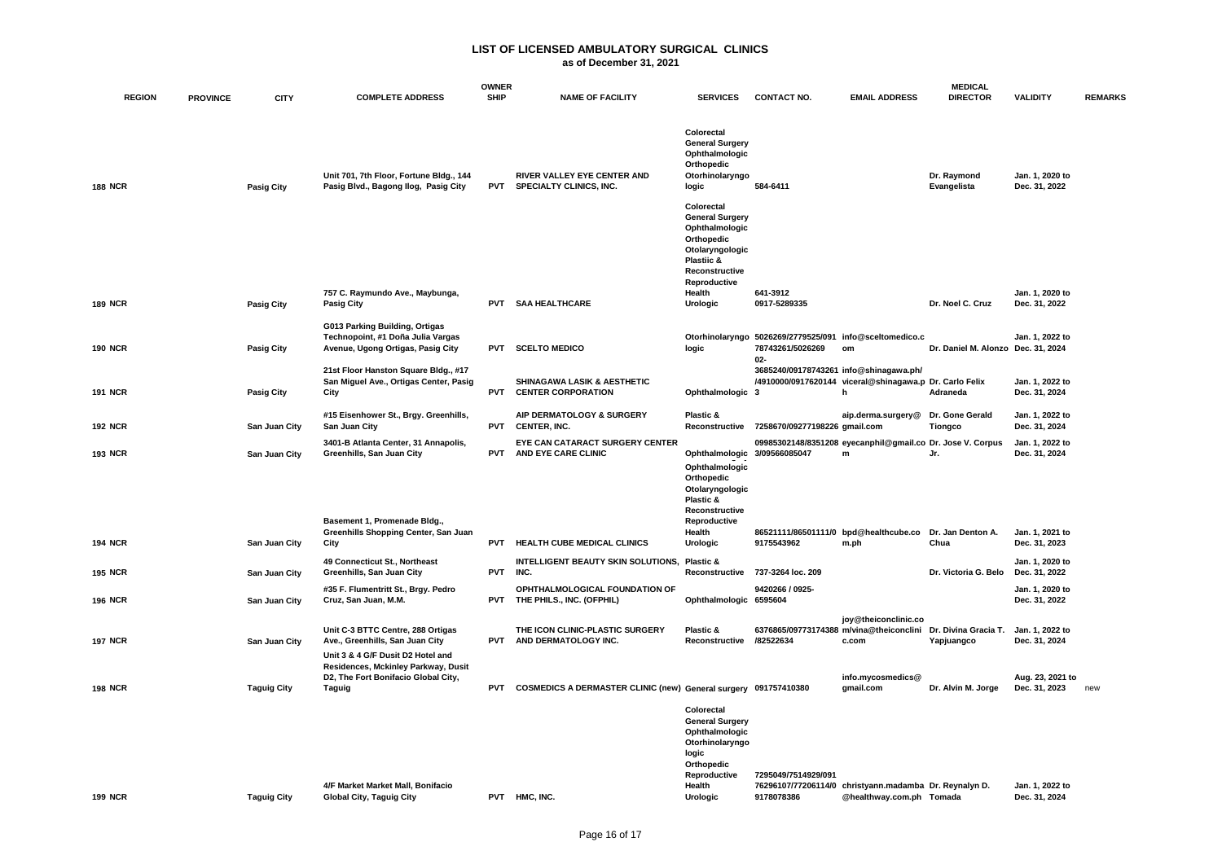# LIST OF LICENSED AMBULATORY SURGICAL CLINICS

**as of December 31, 2021**

| | REGION | PROVINCE | CITY | COMPLETE ADDRESS | OWNER SHIP | NAME OF FACILITY | SERVICES | CONTACT NO. | EMAIL ADDRESS | MEDICAL DIRECTOR | VALIDITY | REMARKS |
|---|---|---|---|---|---|---|---|---|---|---|---|---|
| 188 | NCR | | Pasig City | Unit 701, 7th Floor, Fortune Bldg., 144 Pasig Blvd., Bagong Ilog, Pasig City | PVT | RIVER VALLEY EYE CENTER AND SPECIALTY CLINICS, INC. | Colorectal General Surgery Ophthalmologic Orthopedic Otorhinolaryngologic | 584-6411 | | Dr. Raymond Evangelista | Jan. 1, 2020 to Dec. 31, 2022 | |
| 189 | NCR | | Pasig City | 757 C. Raymundo Ave., Maybunga, Pasig City | PVT | SAA HEALTHCARE | Colorectal General Surgery Ophthalmologic Orthopedic Otolaryngologic Plastiic & Reconstructive Reproductive Health Urologic | 641-3912 0917-5289335 | | Dr. Noel C. Cruz | Jan. 1, 2020 to Dec. 31, 2022 | |
| 190 | NCR | | Pasig City | G013 Parking Building, Ortigas Technopoint, #1 Doña Julia Vargas Avenue, Ugong Ortigas, Pasig City | PVT | SCELTO MEDICO | Otorhinolaryngologic | 5026269/2779525/09178743261/5026269 | info@sceltomedico.com | Dr. Daniel M. Alonzo | Jan. 1, 2022 to Dec. 31, 2024 | |
| 191 | NCR | | Pasig City | 21st Floor Hanston Square Bldg., #17 San Miguel Ave., Ortigas Center, Pasig City | PVT | SHINAGAWA LASIK & AESTHETIC CENTER CORPORATION | Ophthalmologic | 02-3685240/09178743261/4910000/09176201443 | info@shinagawa.ph/viceral@shinagawa.ph | Dr. Carlo Felix Adraneda | Jan. 1, 2022 to Dec. 31, 2024 | |
| 192 | NCR | | San Juan City | #15 Eisenhower St., Brgy. Greenhills, San Juan City | PVT | AIP DERMATOLOGY & SURGERY CENTER, INC. | Plastic & Reconstructive | 7258670/09277198226 | aip.derma.surgery@gmail.com | Dr. Gone Gerald Tiongco | Jan. 1, 2022 to Dec. 31, 2024 | |
| 193 | NCR | | San Juan City | 3401-B Atlanta Center, 31 Annapolis, Greenhills, San Juan City | PVT | EYE CAN CATARACT SURGERY CENTER AND EYE CARE CLINIC | Ophthalmologic | 09985302148/8351208 3/09566085047 | eyecanphil@gmail.com | Dr. Jose V. Corpus Jr. | Jan. 1, 2022 to Dec. 31, 2024 | |
| 194 | NCR | | San Juan City | Basement 1, Promenade Bldg., Greenhills Shopping Center, San Juan City | PVT | HEALTH CUBE MEDICAL CLINICS | Ophthalmologic Orthopedic Otolaryngologic Plastic & Reconstructive Reproductive Health Urologic | 86521111/86501111/09175543962 | bpd@healthcube.com.ph | Dr. Jan Denton A. Chua | Jan. 1, 2021 to Dec. 31, 2023 | |
| 195 | NCR | | San Juan City | 49 Connecticut St., Northeast Greenhills, San Juan City | PVT | INTELLIGENT BEAUTY SKIN SOLUTIONS, INC. | Plastic & Reconstructive | 737-3264 loc. 209 | | Dr. Victoria G. Belo | Jan. 1, 2020 to Dec. 31, 2022 | |
| 196 | NCR | | San Juan City | #35 F. Flumentritt St., Brgy. Pedro Cruz, San Juan, M.M. | PVT | OPHTHALMOLOGICAL FOUNDATION OF THE PHILS., INC. (OFPHIL) | Ophthalmologic | 9420266 / 0925-6595604 | | | Jan. 1, 2020 to Dec. 31, 2022 | |
| 197 | NCR | | San Juan City | Unit C-3 BTTC Centre, 288 Ortigas Ave., Greenhills, San Juan City | PVT | THE ICON CLINIC-PLASTIC SURGERY AND DERMATOLOGY INC. | Plastic & Reconstructive | 6376865/09773174388/82522634 | joy@theiconclinic.com/vina@theiconclinic.com | Dr. Divina Gracia T. Yapjuangco | Jan. 1, 2022 to Dec. 31, 2024 | |
| 198 | NCR | | Taguig City | Unit 3 & 4 G/F Dusit D2 Hotel and Residences, Mckinley Parkway, Dusit D2, The Fort Bonifacio Global City, Taguig | PVT | COSMEDICS A DERMASTER CLINIC (new) | General surgery | 091757410380 | info.mycosmedics@gmail.com | Dr. Alvin M. Jorge | Aug. 23, 2021 to Dec. 31, 2023 | new |
| 199 | NCR | | Taguig City | 4/F Market Market Mall, Bonifacio Global City, Taguig City | PVT | HMC, INC. | Colorectal General Surgery Ophthalmologic Otorhinolaryngologic Orthopedic Reproductive Health Urologic | 7295049/7514929/09176296107/77206114/09178078386 | christyann.madamba@healthway.com.ph | Dr. Reynalyn D. Tomada | Jan. 1, 2022 to Dec. 31, 2024 | |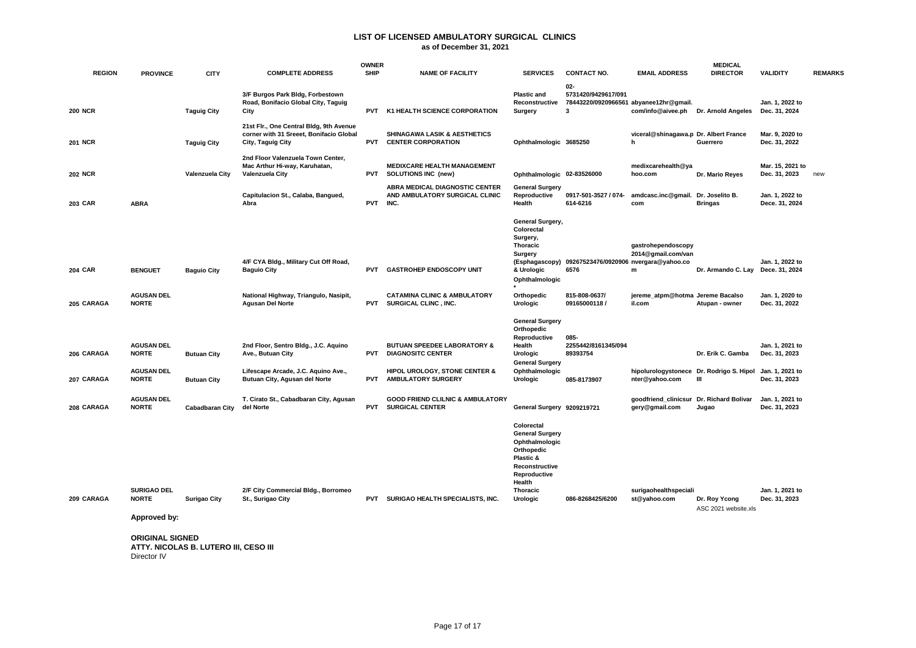## LIST OF LICENSED AMBULATORY SURGICAL CLINICS
**as of December 31, 2021**

| | REGION | PROVINCE | CITY | COMPLETE ADDRESS | OWNER SHIP | NAME OF FACILITY | SERVICES | CONTACT NO. | EMAIL ADDRESS | MEDICAL DIRECTOR | VALIDITY | REMARKS |
|---|---|---|---|---|---|---|---|---|---|---|---|---|
| 200 | NCR | | Taguig City | 3/F Burgos Park Bldg, Forbestown Road, Bonifacio Global City, Taguig City | PVT | K1 HEALTH SCIENCE CORPORATION | Plastic and Reconstructive Surgery | 02-5731420/9429617/091 78443220/0920966561 3 | abyanee12hr@gmail.com/info@aivee.ph | Dr. Arnold Angeles | Jan. 1, 2022 to Dec. 31, 2024 | |
| 201 | NCR | | Taguig City | 21st Flr., One Central Bldg, 9th Avenue corner with 31 Sreeet, Bonifacio Global City, Taguig City | PVT | SHINAGAWA LASIK & AESTHETICS CENTER CORPORATION | Ophthalmologic | 3685250 | viceral@shinagawa.ph | Dr. Albert France Guerrero | Mar. 9, 2020 to Dec. 31, 2022 | |
| 202 | NCR | | Valenzuela City | 2nd Floor Valenzuela Town Center, Mac Arthur Hi-way, Karuhatan, Valenzuela City | PVT | MEDIXCARE HEALTH MANAGEMENT SOLUTIONS INC (new) | Ophthalmologic | 02-83526000 | medixcarehealth@yahoo.com | Dr. Mario Reyes | Mar. 15, 2021 to Dec. 31, 2023 | new |
| 203 | CAR | ABRA | | Capitulacion St., Calaba, Bangued, Abra | PVT | ABRA MEDICAL DIAGNOSTIC CENTER AND AMBULATORY SURGICAL CLINIC INC. | General Surgery Reproductive Health | 0917-501-3527 / 074-614-6216 | amdcasc.inc@gmail.com | Dr. Joselito B. Bringas | Jan. 1, 2022 to Dece. 31, 2024 | |
| 204 | CAR | BENGUET | Baguio City | 4/F CYA Bldg., Military Cut Off Road, Baguio City | PVT | GASTROHEP ENDOSCOPY UNIT | General Surgery, Colorectal Surgery, Thoracic Surgery (Esphagascopy) & Urologic | 09267523476/0920906 6576 | gastrohependoscopy 2014@gmail.com/vannvergara@yahoo.com | Dr. Armando C. Lay | Jan. 1, 2022 to Dec. 31, 2024 | |
| 205 | CARAGA | AGUSAN DEL NORTE | | National Highway, Triangulo, Nasipit, Agusan Del Norte | PVT | CATAMINA CLINIC & AMBULATORY SURGICAL CLINC , INC. | Ophthalmologic * Orthopedic Urologic | 815-808-0637/ 09165000118 / | jereme_atpm@hotmail.com | Jereme Bacalso Atupan - owner | Jan. 1, 2020 to Dec. 31, 2022 | |
| 206 | CARAGA | AGUSAN DEL NORTE | Butuan City | 2nd Floor, Sentro Bldg., J.C. Aquino Ave., Butuan City | PVT | BUTUAN SPEEDEE LABORATORY & DIAGNOSITC CENTER | General Surgery Orthopedic Reproductive Health Urologic | 085-2255442/8161345/094 89393754 | | Dr. Erik C. Gamba | Jan. 1, 2021 to Dec. 31, 2023 | |
| 207 | CARAGA | AGUSAN DEL NORTE | Butuan City | Lifescape Arcade, J.C. Aquino Ave., Butuan City, Agusan del Norte | PVT | HIPOL UROLOGY, STONE CENTER & AMBULATORY SURGERY | General Surgery Ophthalmologic Urologic | 085-8173907 | hipolurologystonecenter@yahoo.com | Dr. Rodrigo S. Hipol III | Jan. 1, 2021 to Dec. 31, 2023 | |
| 208 | CARAGA | AGUSAN DEL NORTE | Cabadbaran City | T. Cirato St., Cabadbaran City, Agusan del Norte | PVT | GOOD FRIEND CLILNIC & AMBULATORY SURGICAL CENTER | General Surgery | 9209219721 | goodfriend_clinicsurgery@gmail.com | Dr. Richard Bolivar Jugao | Jan. 1, 2021 to Dec. 31, 2023 | |
| 209 | CARAGA | SURIGAO DEL NORTE | Surigao City | 2/F City Commercial Bldg., Borromeo St., Surigao City | PVT | SURIGAO HEALTH SPECIALISTS, INC. | Colorectal General Surgery Ophthalmologic Orthopedic Plastic & Reconstructive Reproductive Health Thoracic Urologic | 086-8268425/6200 | surigaohealthspecialist@yahoo.com | Dr. Roy Ycong | Jan. 1, 2021 to Dec. 31, 2023 | |

ASC 2021 website.xls

**Approved by:**

**ORIGINAL SIGNED**
**ATTY. NICOLAS B. LUTERO III, CESO III**
Director IV